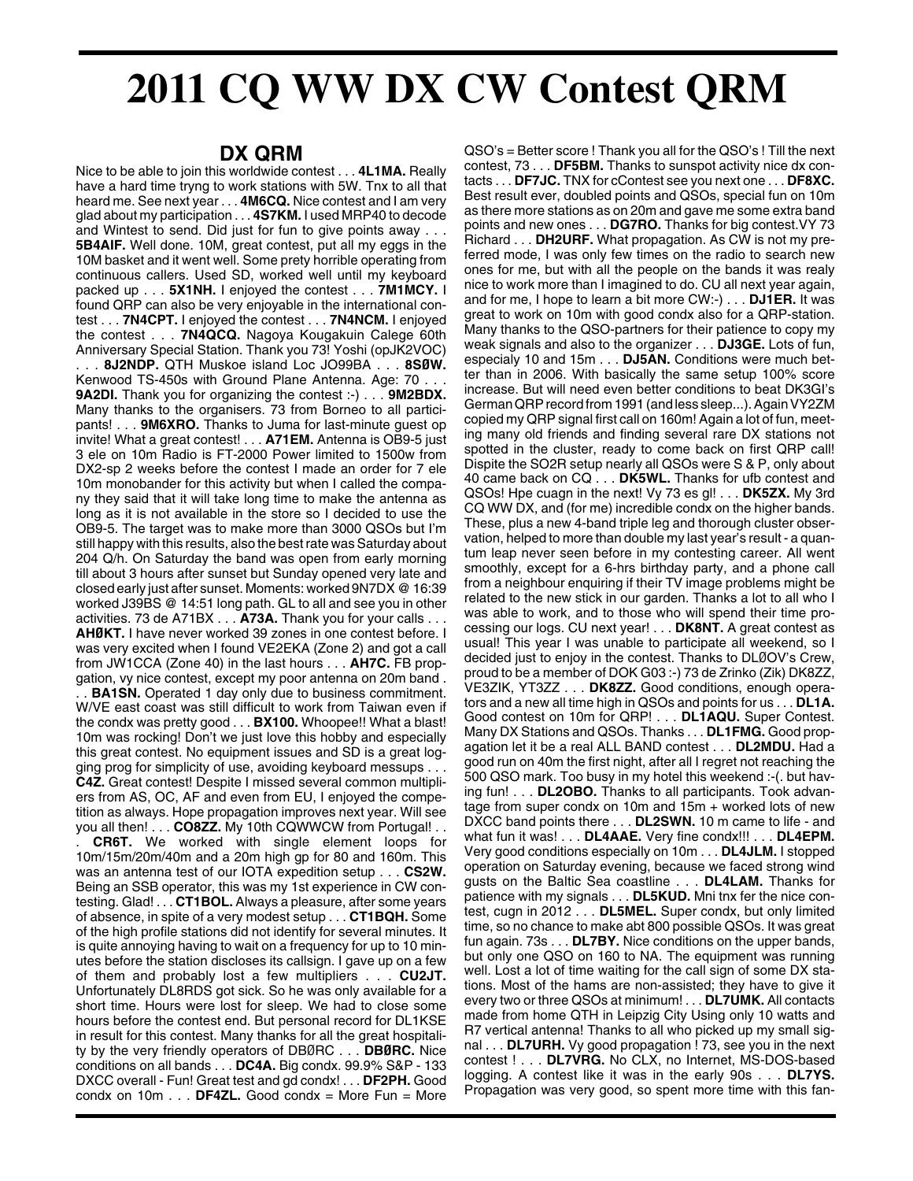# 2011 CQ WW DX CW Contest QRM

## DX QRM

Nice to be able to join this worldwide contest . . . **4L1MA.** Really have a hard time tryng to work stations with 5W. Tnx to all that heard me. See next year . . . **4M6CQ.** Nice contest and I am very glad about my participation . . . **4S7KM.** I used MRP40 to decode and Wintest to send. Did just for fun to give points away . . . **5B4AIF.** Well done. 10M, great contest, put all my eggs in the 10M basket and it went well. Some prety horrible operating from continuous callers. Used SD, worked well until my keyboard packed up . . . **5X1NH.** I enjoyed the contest . . . **7M1MCY.** I found QRP can also be very enjoyable in the international contest . . . **7N4CPT.** I enjoyed the contest . . . **7N4NCM.** I enjoyed the contest . . . **7N4QCQ.** Nagoya Kougakuin Calege 60th Anniversary Special Station. Thank you 73! Yoshi (opJK2VOC) . . . **8J2NDP.** QTH Muskoe island Loc JO99BA . . . **8SØW.** Kenwood TS-450s with Ground Plane Antenna. Age: 70 . . . **9A2DI.** Thank you for organizing the contest :-) . . . **9M2BDX.** Many thanks to the organisers. 73 from Borneo to all participants! . . . **9M6XRO.** Thanks to Juma for last-minute guest op invite! What a great contest! . . . **A71EM.** Antenna is OB9-5 just 3 ele on 10m Radio is FT-2000 Power limited to 1500w from DX2-sp 2 weeks before the contest I made an order for 7 ele 10m monobander for this activity but when I called the company they said that it will take long time to make the antenna as long as it is not available in the store so I decided to use the OB9-5. The target was to make more than 3000 QSOs but I'm still happy with this results, also the best rate was Saturday about 204 Q/h. On Saturday the band was open from early morning till about 3 hours after sunset but Sunday opened very late and closed early just after sunset. Moments: worked 9N7DX @ 16:39 worked J39BS @ 14:51 long path. GL to all and see you in other activities. 73 de A71BX . . . **A73A.** Thank you for your calls . . . **AHØKT.** I have never worked 39 zones in one contest before. I was very excited when I found VE2EKA (Zone 2) and got a call from JW1CCA (Zone 40) in the last hours . . . **AH7C.** FB propgation, vy nice contest, except my poor antenna on 20m band . . . **BA1SN.** Operated 1 day only due to business commitment. W/VE east coast was still difficult to work from Taiwan even if the condx was pretty good . . . **BX100.** Whoopee!! What a blast! 10m was rocking! Don't we just love this hobby and especially this great contest. No equipment issues and SD is a great logging prog for simplicity of use, avoiding keyboard messups . . . **C4Z.** Great contest! Despite I missed several common multipliers from AS, OC, AF and even from EU, I enjoyed the competition as always. Hope propagation improves next year. Will see you all then! . . . **CO8ZZ.** My 10th CQWWCW from Portugal! . . . **CR6T.** We worked with single element loops for 10m/15m/20m/40m and a 20m high gp for 80 and 160m. This was an antenna test of our IOTA expedition setup . . . **CS2W.** Being an SSB operator, this was my 1st experience in CW contesting. Glad! . . . **CT1BOL.** Always a pleasure, after some years of absence, in spite of a very modest setup . . . **CT1BQH.** Some of the high profile stations did not identify for several minutes. It is quite annoying having to wait on a frequency for up to 10 minutes before the station discloses its callsign. I gave up on a few of them and probably lost a few multipliers . . . **CU2JT.** Unfortunately DL8RDS got sick. So he was only available for a short time. Hours were lost for sleep. We had to close some hours before the contest end. But personal record for DL1KSE in result for this contest. Many thanks for all the great hospitality by the very friendly operators of DBØRC . . . **DBØRC.** Nice conditions on all bands . . . **DC4A.** Big condx. 99.9% S&P - 133 DXCC overall - Fun! Great test and gd condx! . . . **DF2PH.** Good condx on 10m . . . **DF4ZL.** Good condx = More Fun = More QSO's = Better score ! Thank you all for the QSO's ! Till the next contest, 73 . . . **DF5BM.** Thanks to sunspot activity nice dx contacts . . . **DF7JC.** TNX for cContest see you next one . . . **DF8XC.** Best result ever, doubled points and QSOs, special fun on 10m as there more stations as on 20m and gave me some extra band points and new ones . . . **DG7RO.** Thanks for big contest.VY 73 Richard . . . **DH2URF.** What propagation. As CW is not my preferred mode, I was only few times on the radio to search new ones for me, but with all the people on the bands it was realy nice to work more than I imagined to do. CU all next year again, and for me, I hope to learn a bit more CW:-) . . . **DJ1ER.** It was great to work on 10m with good condx also for a QRP-station. Many thanks to the QSO-partners for their patience to copy my weak signals and also to the organizer . . . **DJ3GE.** Lots of fun, especialy 10 and 15m . . . **DJ5AN.** Conditions were much better than in 2006. With basically the same setup 100% score increase. But will need even better conditions to beat DK3GI's German QRP record from 1991 (and less sleep...). Again VY2ZM copied my QRP signal first call on 160m! Again a lot of fun, meeting many old friends and finding several rare DX stations not spotted in the cluster, ready to come back on first QRP call! Dispite the SO2R setup nearly all QSOs were S & P, only about 40 came back on CQ . . . **DK5WL.** Thanks for ufb contest and QSOs! Hpe cuagn in the next! Vy 73 es gl! . . . **DK5ZX.** My 3rd CQ WW DX, and (for me) incredible condx on the higher bands. These, plus a new 4-band triple leg and thorough cluster observation, helped to more than double my last year's result - a quantum leap never seen before in my contesting career. All went smoothly, except for a 6-hrs birthday party, and a phone call from a neighbour enquiring if their TV image problems might be related to the new stick in our garden. Thanks a lot to all who I was able to work, and to those who will spend their time processing our logs. CU next year! . . . **DK8NT.** A great contest as usual! This year I was unable to participate all weekend, so I decided just to enjoy in the contest. Thanks to DLØOV's Crew, proud to be a member of DOK G03 :-) 73 de Zrinko (Zik) DK8ZZ, VE3ZIK, YT3ZZ . . . **DK8ZZ.** Good conditions, enough operators and a new all time high in QSOs and points for us . . . **DL1A.** Good contest on 10m for QRP! . . . **DL1AQU.** Super Contest. Many DX Stations and QSOs. Thanks . . . **DL1FMG.** Good propagation let it be a real ALL BAND contest . . . **DL2MDU.** Had a good run on 40m the first night, after all I regret not reaching the 500 QSO mark. Too busy in my hotel this weekend :-(. but having fun! . . . **DL2OBO.** Thanks to all participants. Took advantage from super condx on 10m and 15m + worked lots of new DXCC band points there . . . **DL2SWN.** 10 m came to life - and what fun it was! . . . **DL4AAE.** Very fine condx!!! . . . **DL4EPM.** Very good conditions especially on 10m . . . **DL4JLM.** I stopped operation on Saturday evening, because we faced strong wind gusts on the Baltic Sea coastline . . . **DL4LAM.** Thanks for patience with my signals . . . **DL5KUD.** Mni tnx fer the nice contest, cugn in 2012 . . . **DL5MEL.** Super condx, but only limited time, so no chance to make abt 800 possible QSOs. It was great fun again. 73s . . . **DL7BY.** Nice conditions on the upper bands, but only one QSO on 160 to NA. The equipment was running well. Lost a lot of time waiting for the call sign of some DX stations. Most of the hams are non-assisted; they have to give it every two or three QSOs at minimum! . . . **DL7UMK.** All contacts made from home QTH in Leipzig City Using only 10 watts and R7 vertical antenna! Thanks to all who picked up my small signal . . . **DL7URH.** Vy good propagation ! 73, see you in the next contest ! . . . **DL7VRG.** No CLX, no Internet, MS-DOS-based logging. A contest like it was in the early 90s . . . **DL7YS.** Propagation was very good, so spent more time with this fan-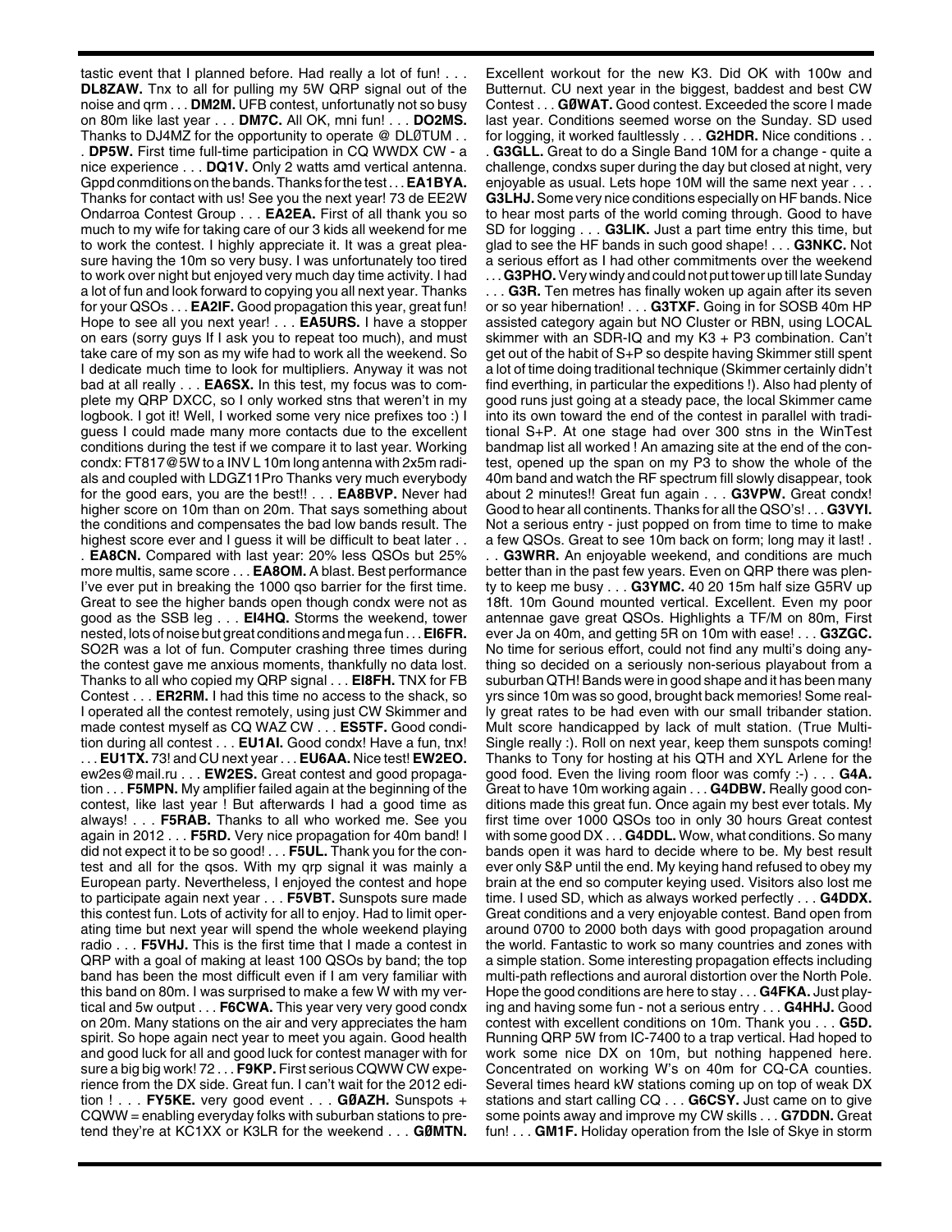tastic event that I planned before. Had really a lot of fun! . . . **DL8ZAW.** Tnx to all for pulling my 5W QRP signal out of the noise and qrm . . . **DM2M.** UFB contest, unfortunatly not so busy on 80m like last year . . . **DM7C.** All OK, mni fun! . . . **DO2MS.** Thanks to DJ4MZ for the opportunity to operate @ DLØTUM . . . **DP5W.** First time full-time participation in CQ WWDX CW - a nice experience . . . **DQ1V.** Only 2 watts amd vertical antenna. Gppd conmditions on the bands. Thanks for the test . . . **EA1BYA.** Thanks for contact with us! See you the next year! 73 de EE2W Ondarroa Contest Group . . . **EA2EA.** First of all thank you so much to my wife for taking care of our 3 kids all weekend for me to work the contest. I highly appreciate it. It was a great pleasure having the 10m so very busy. I was unfortunately too tired to work over night but enjoyed very much day time activity. I had a lot of fun and look forward to copying you all next year. Thanks for your QSOs . . . **EA2IF.** Good propagation this year, great fun! Hope to see all you next year! . . . **EA5URS.** I have a stopper on ears (sorry guys If I ask you to repeat too much), and must take care of my son as my wife had to work all the weekend. So I dedicate much time to look for multipliers. Anyway it was not bad at all really . . . **EA6SX.** In this test, my focus was to complete my QRP DXCC, so I only worked stns that weren't in my logbook. I got it! Well, I worked some very nice prefixes too :) I guess I could made many more contacts due to the excellent conditions during the test if we compare it to last year. Working condx: FT817@5W to a INV L 10m long antenna with 2x5m radials and coupled with LDGZ11Pro Thanks very much everybody for the good ears, you are the best!! . . . **EA8BVP.** Never had higher score on 10m than on 20m. That says something about the conditions and compensates the bad low bands result. The highest score ever and I guess it will be difficult to beat later . . . **EA8CN.** Compared with last year: 20% less QSOs but 25% more multis, same score . . . **EA8OM.** A blast. Best performance I've ever put in breaking the 1000 qso barrier for the first time. Great to see the higher bands open though condx were not as good as the SSB leg . . . **EI4HQ.** Storms the weekend, tower nested, lots of noise but great conditions and mega fun . . . **EI6FR.** SO2R was a lot of fun. Computer crashing three times during the contest gave me anxious moments, thankfully no data lost. Thanks to all who copied my QRP signal . . . **EI8FH.** TNX for FB Contest . . . **ER2RM.** I had this time no access to the shack, so I operated all the contest remotely, using just CW Skimmer and made contest myself as CQ WAZ CW . . . **ES5TF.** Good condition during all contest . . . **EU1AI.** Good condx! Have a fun, tnx! . . . **EU1TX.** 73! and CU next year . . . **EU6AA.** Nice test! **EW2EO.** ew2es@mail.ru . . . **EW2ES.** Great contest and good propagation . . . **F5MPN.** My amplifier failed again at the beginning of the contest, like last year ! But afterwards I had a good time as always! . . . **F5RAB.** Thanks to all who worked me. See you again in 2012 . . . **F5RD.** Very nice propagation for 40m band! I did not expect it to be so good! . . . **F5UL.** Thank you for the contest and all for the qsos. With my qrp signal it was mainly a European party. Nevertheless, I enjoyed the contest and hope to participate again next year . . . **F5VBT.** Sunspots sure made this contest fun. Lots of activity for all to enjoy. Had to limit operating time but next year will spend the whole weekend playing radio . . . **F5VHJ.** This is the first time that I made a contest in QRP with a goal of making at least 100 QSOs by band; the top band has been the most difficult even if I am very familiar with this band on 80m. I was surprised to make a few W with my vertical and 5w output . . . **F6CWA.** This year very very good condx on 20m. Many stations on the air and very appreciates the ham spirit. So hope again nect year to meet you again. Good health and good luck for all and good luck for contest manager with for sure a big big work! 72 . . . **F9KP.** First serious CQWW CW experience from the DX side. Great fun. I can't wait for the 2012 edition ! . . . **FY5KE.** very good event . . . **GØAZH.** Sunspots + CQWW = enabling everyday folks with suburban stations to pretend they're at KC1XX or K3LR for the weekend . . . **GØMTN.** Excellent workout for the new K3. Did OK with 100w and Butternut. CU next year in the biggest, baddest and best CW Contest . . . **GØWAT.** Good contest. Exceeded the score I made last year. Conditions seemed worse on the Sunday. SD used for logging, it worked faultlessly . . . **G2HDR.** Nice conditions . . . **G3GLL.** Great to do a Single Band 10M for a change - quite a challenge, condxs super during the day but closed at night, very enjoyable as usual. Lets hope 10M will the same next year . . . **G3LHJ.** Some very nice conditions especially on HF bands. Nice to hear most parts of the world coming through. Good to have SD for logging . . . **G3LIK.** Just a part time entry this time, but glad to see the HF bands in such good shape! . . . **G3NKC.** Not a serious effort as I had other commitments over the weekend . . . **G3PHO.** Very windy and could not put tower up till late Sunday . . . **G3R.** Ten metres has finally woken up again after its seven or so year hibernation! . . . **G3TXF.** Going in for SOSB 40m HP assisted category again but NO Cluster or RBN, using LOCAL skimmer with an SDR-IQ and my K3 + P3 combination. Can't get out of the habit of S+P so despite having Skimmer still spent a lot of time doing traditional technique (Skimmer certainly didn't find everthing, in particular the expeditions !). Also had plenty of good runs just going at a steady pace, the local Skimmer came into its own toward the end of the contest in parallel with traditional S+P. At one stage had over 300 stns in the WinTest bandmap list all worked ! An amazing site at the end of the contest, opened up the span on my P3 to show the whole of the 40m band and watch the RF spectrum fill slowly disappear, took about 2 minutes!! Great fun again . . . **G3VPW.** Great condx! Good to hear all continents. Thanks for all the QSO's! . . . **G3VYI.** Not a serious entry - just popped on from time to time to make a few QSOs. Great to see 10m back on form; long may it last! . . . **G3WRR.** An enjoyable weekend, and conditions are much better than in the past few years. Even on QRP there was plenty to keep me busy . . . **G3YMC.** 40 20 15m half size G5RV up 18ft. 10m Gound mounted vertical. Excellent. Even my poor antennae gave great QSOs. Highlights a TF/M on 80m, First ever Ja on 40m, and getting 5R on 10m with ease! . . . **G3ZGC.** No time for serious effort, could not find any multi's doing anything so decided on a seriously non-serious playabout from a suburban QTH! Bands were in good shape and it has been many yrs since 10m was so good, brought back memories! Some really great rates to be had even with our small tribander station. Mult score handicapped by lack of mult station. (True Multi-Single really :). Roll on next year, keep them sunspots coming! Thanks to Tony for hosting at his QTH and XYL Arlene for the good food. Even the living room floor was comfy :-) . . . **G4A.** Great to have 10m working again . . . **G4DBW.** Really good conditions made this great fun. Once again my best ever totals. My first time over 1000 QSOs too in only 30 hours Great contest with some good DX . . . **G4DDL.** Wow, what conditions. So many bands open it was hard to decide where to be. My best result ever only S&P until the end. My keying hand refused to obey my brain at the end so computer keying used. Visitors also lost me time. I used SD, which as always worked perfectly . . . **G4DDX.** Great conditions and a very enjoyable contest. Band open from around 0700 to 2000 both days with good propagation around the world. Fantastic to work so many countries and zones with a simple station. Some interesting propagation effects including multi-path reflections and auroral distortion over the North Pole. Hope the good conditions are here to stay . . . **G4FKA.** Just playing and having some fun - not a serious entry . . . **G4HHJ.** Good contest with excellent conditions on 10m. Thank you . . . **G5D.** Running QRP 5W from IC-7400 to a trap vertical. Had hoped to work some nice DX on 10m, but nothing happened here. Concentrated on working W's on 40m for CQ-CA counties. Several times heard kW stations coming up on top of weak DX stations and start calling CQ . . . **G6CSY.** Just came on to give some points away and improve my CW skills . . . **G7DDN.** Great fun! . . . **GM1F.** Holiday operation from the Isle of Skye in storm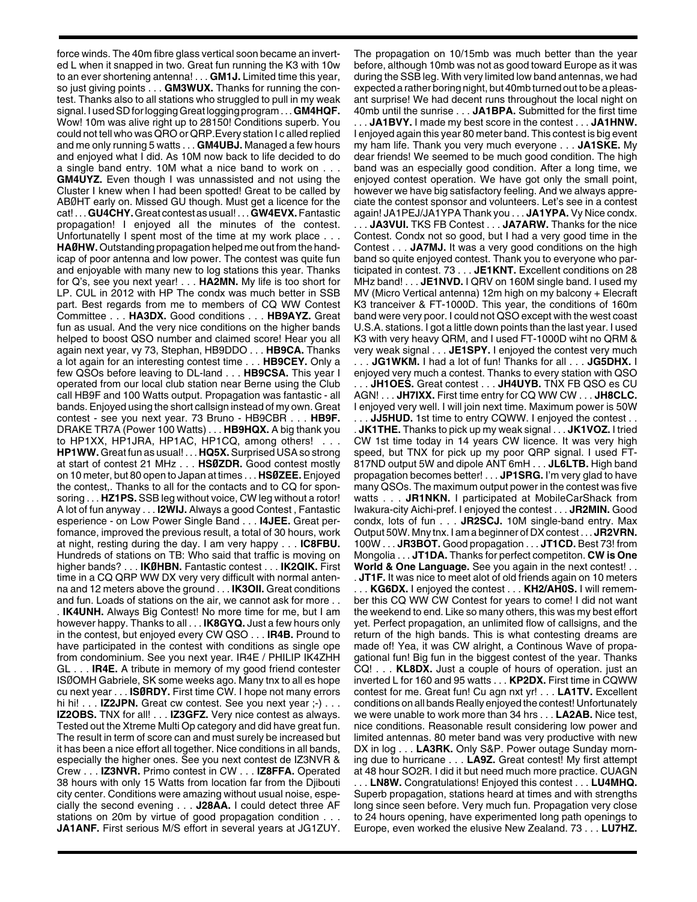force winds. The 40m fibre glass vertical soon became an inverted L when it snapped in two. Great fun running the K3 with 10w to an ever shortening antenna! . . . **GM1J.** Limited time this year, so just giving points . . . **GM3WUX.** Thanks for running the contest. Thanks also to all stations who struggled to pull in my weak signal. I used SD for logging Great logging program . . . **GM4HQF.** Wow! 10m was alive right up to 28150! Conditions superb. You could not tell who was QRO or QRP.Every station I c alled replied and me only running 5 watts . . . **GM4UBJ.** Managed a few hours and enjoyed what I did. As 10M now back to life decided to do a single band entry. 10M what a nice band to work on . . . **GM4UYZ.** Even though I was unnassisted and not using the Cluster I knew when I had been spotted! Great to be called by ABØHT early on. Missed GU though. Must get a licence for the cat! . . . **GU4CHY.** Great contest as usual! . . . **GW4EVX.** Fantastic propagation! I enjoyed all the minutes of the contest. Unfortunatelly I spent most of the time at my work place . . . **HAØHW.** Outstanding propagation helped me out from the handicap of poor antenna and low power. The contest was quite fun and enjoyable with many new to log stations this year. Thanks for Q's, see you next year! . . . **HA2MN.** My life is too short for LP. CUL in 2012 with HP The condx was much better in SSB part. Best regards from me to members of CQ WW Contest Committee . . . **HA3DX.** Good conditions . . . **HB9AYZ.** Great fun as usual. And the very nice conditions on the higher bands helped to boost QSO number and claimed score! Hear you all again next year, vy 73, Stephan, HB9DDO . . . **HB9CA.** Thanks a lot again for an interesting contest time . . . **HB9CEY.** Only a few QSOs before leaving to DL-land . . . **HB9CSA.** This year I operated from our local club station near Berne using the Club call HB9F and 100 Watts output. Propagation was fantastic - all bands. Enjoyed using the short callsign instead of my own. Great contest - see you next year. 73 Bruno - HB9CBR . . . **HB9F.** DRAKE TR7A (Power 100 Watts) . . . **HB9HQX.** A big thank you to HP1XX, HP1JRA, HP1AC, HP1CQ, among others! . . . **HP1WW.** Great fun as usual! . . . **HQ5X.** Surprised USA so strong at start of contest 21 MHz . . . **HSØZDR.** Good contest mostly on 10 meter, but 80 open to Japan at times . . . **HSØZEE.** Enjoyed the contest,. Thanks to all for the contacts and to CQ for sponsoring . . . **HZ1PS.** SSB leg without voice, CW leg without a rotor! A lot of fun anyway . . . **I2WIJ.** Always a good Contest , Fantastic esperience - on Low Power Single Band . . . **I4JEE.** Great perfomance, improved the previous result, a total of 30 hours, work at night, resting during the day. I am very happy . . . **IC8FBU.** Hundreds of stations on TB: Who said that traffic is moving on higher bands? . . . **IKØHBN.** Fantastic contest . . . **IK2QIK.** First time in a CQ QRP WW DX very very difficult with normal antenna and 12 meters above the ground . . . **IK3OII.** Great conditions and fun. Loads of stations on the air, we cannot ask for more . . . **IK4UNH.** Always Big Contest! No more time for me, but I am however happy. Thanks to all . . . **IK8GYQ.** Just a few hours only in the contest, but enjoyed every CW QSO . . . **IR4B.** Pround to have participated in the contest with conditions as single ope from condominium. See you next year. IR4E / PHILIP IK4ZHH GL . . . **IR4E.** A tribute in memory of my good friend contester ISØOMH Gabriele, SK some weeks ago. Many tnx to all es hope cu next year . . . **ISØRDY.** First time CW. I hope not many errors hi hi! . . . **IZ2JPN.** Great cw contest. See you next year ;-) . . . **IZ2OBS.** TNX for all! . . . **IZ3GFZ.** Very nice contest as always. Tested out the Xtreme Multi Op category and did have great fun. The result in term of score can and must surely be increased but it has been a nice effort all together. Nice conditions in all bands, especially the higher ones. See you next contest de IZ3NVR & Crew . . . **IZ3NVR.** Primo contest in CW . . . **IZ8FFA.** Operated 38 hours with only 15 Watts from location far from the Djibouti city center. Conditions were amazing without usual noise, especially the second evening . . . **J28AA.** I could detect three AF stations on 20m by virtue of good propagation condition . . . **JA1ANF.** First serious M/S effort in several years at JG1ZUY. The propagation on 10/15mb was much better than the year before, although 10mb was not as good toward Europe as it was during the SSB leg. With very limited low band antennas, we had expected a rather boring night, but 40mb turned out to be a pleasant surprise! We had decent runs throughout the local night on 40mb until the sunrise . . . **JA1BPA.** Submitted for the first time . . . **JA1BVY.** I made my best score in the contest . . . **JA1HNW.** I enjoyed again this year 80 meter band. This contest is big event my ham life. Thank you very much everyone . . . **JA1SKE.** My dear friends! We seemed to be much good condition. The high band was an especially good condition. After a long time, we enjoyed contest operation. We have got only the small point, however we have big satisfactory feeling. And we always appreciate the contest sponsor and volunteers. Let's see in a contest again! JA1PEJ/JA1YPA Thank you . . . **JA1YPA.** Vy Nice condx. . . . **JA3VUI.** TKS FB Contest . . . **JA7ARW.** Thanks for the nice Contest. Condx not so good, but I had a very good time in the Contest . . . **JA7MJ.** It was a very good conditions on the high band so quite enjoyed contest. Thank you to everyone who participated in contest. 73 . . . **JE1KNT.** Excellent conditions on 28 MHz band! . . . **JE1NVD.** I QRV on 160M single band. I used my MV (Micro Vertical antenna) 12m high on my balcony + Elecraft K3 tranceiver & FT-1000D. This year, the conditions of 160m band were very poor. I could not QSO except with the west coast U.S.A. stations. I got a little down points than the last year. I used K3 with very heavy QRM, and I used FT-1000D wiht no QRM & very weak signal . . . **JE1SPY.** I enjoyed the contest very much . . . **JG1WKM.** I had a lot of fun! Thanks for all . . . **JG5DHX.** I enjoyed very much a contest. Thanks to every station with QSO . . . **JH1OES.** Great contest . . . **JH4UYB.** TNX FB QSO es CU AGN! . . . **JH7IXX.** First time entry for CQ WW CW . . . **JH8CLC.** I enjoyed very well. I will join next time. Maximum power is 50W . . . **JJ5HUD.** 1st time to entry CQWW. I enjoyed the contest . . . **JK1THE.** Thanks to pick up my weak signal . . . **JK1VOZ.** I tried CW 1st time today in 14 years CW licence. It was very high speed, but TNX for pick up my poor QRP signal. I used FT-817ND output 5W and dipole ANT 6mH . . . **JL6LTB.** High band propagation becomes better! . . . **JP1SRG.** I'm very glad to have many QSOs. The maximum output power in the contest was five watts . . . **JR1NKN.** I participated at MobileCarShack from Iwakura-city Aichi-pref. I enjoyed the contest . . . **JR2MIN.** Good condx, lots of fun . . . **JR2SCJ.** 10M single-band entry. Max Output 50W. Mny tnx. I am a beginner of DX contest . . . **JR2VRN.** 100W . . . **JR3BOT.** Good propagation . . . **JT1CD.** Best 73! from Mongolia . . . **JT1DA.** Thanks for perfect competiton. **CW is One World & One Language.** See you again in the next contest! . . . **JT1F.** It was nice to meet alot of old friends again on 10 meters . . . **KG6DX.** I enjoyed the contest . . . **KH2/AH0S.** I will remember this CQ WW CW Contest for years to come! I did not want the weekend to end. Like so many others, this was my best effort yet. Perfect propagation, an unlimited flow of callsigns, and the return of the high bands. This is what contesting dreams are made of! Yea, it was CW alright, a Continous Wave of propagational fun! Big fun in the biggest contest of the year. Thanks CQ! . . . **KL8DX.** Just a couple of hours of operation. just an inverted L for 160 and 95 watts . . . **KP2DX.** First time in CQWW contest for me. Great fun! Cu agn nxt yr! . . . **LA1TV.** Excellent conditions on all bands Really enjoyed the contest! Unfortunately we were unable to work more than 34 hrs . . . **LA2AB.** Nice test, nice conditions. Reasonable result considering low power and limited antennas. 80 meter band was very productive with new DX in log . . . **LA3RK.** Only S&P. Power outage Sunday morning due to hurricane . . . **LA9Z.** Great contest! My first attempt at 48 hour SO2R. I did it but need much more practice. CUAGN . . . **LN8W.** Congratulations! Enjoyed this contest . . . **LU4MHQ.** Superb propagation, stations heard at times and with strengths long since seen before. Very much fun. Propagation very close to 24 hours opening, have experimented long path openings to Europe, even worked the elusive New Zealand. 73 . . . **LU7HZ.**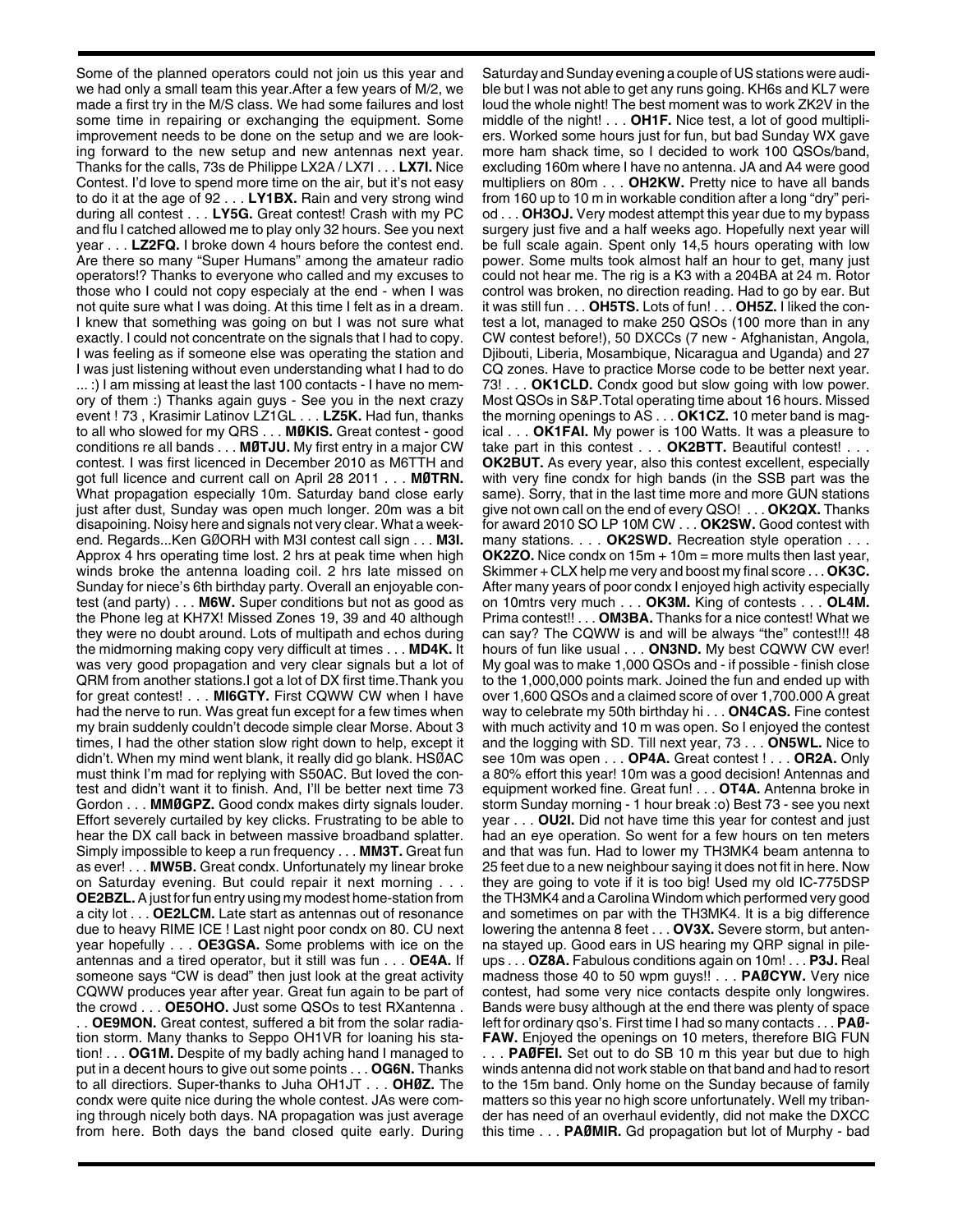Some of the planned operators could not join us this year and we had only a small team this year.After a few years of M/2, we made a first try in the M/S class. We had some failures and lost some time in repairing or exchanging the equipment. Some improvement needs to be done on the setup and we are looking forward to the new setup and new antennas next year. Thanks for the calls, 73s de Philippe LX2A / LX7I . . . **LX7I.** Nice Contest. I'd love to spend more time on the air, but it's not easy to do it at the age of 92 . . . **LY1BX.** Rain and very strong wind during all contest . . . **LY5G.** Great contest! Crash with my PC and flu I catched allowed me to play only 32 hours. See you next year . . . **LZ2FQ.** I broke down 4 hours before the contest end. Are there so many "Super Humans" among the amateur radio operators!? Thanks to everyone who called and my excuses to those who I could not copy especialy at the end - when I was not quite sure what I was doing. At this time I felt as in a dream. I knew that something was going on but I was not sure what exactly. I could not concentrate on the signals that I had to copy. I was feeling as if someone else was operating the station and I was just listening without even understanding what I had to do ... :) I am missing at least the last 100 contacts - I have no memory of them :) Thanks again guys - See you in the next crazy event ! 73 , Krasimir Latinov LZ1GL . . . **LZ5K.** Had fun, thanks to all who slowed for my QRS . . . **MØKIS.** Great contest - good conditions re all bands . . . **MØTJU.** My first entry in a major CW contest. I was first licenced in December 2010 as M6TTH and got full licence and current call on April 28 2011 . . . **MØTRN.** What propagation especially 10m. Saturday band close early just after dust, Sunday was open much longer. 20m was a bit disapoining. Noisy here and signals not very clear. What a weekend. Regards...Ken GØORH with M3I contest call sign . . . **M3I.** Approx 4 hrs operating time lost. 2 hrs at peak time when high winds broke the antenna loading coil. 2 hrs late missed on Sunday for niece's 6th birthday party. Overall an enjoyable contest (and party) . . . **M6W.** Super conditions but not as good as the Phone leg at KH7X! Missed Zones 19, 39 and 40 although they were no doubt around. Lots of multipath and echos during the midmorning making copy very difficult at times . . . **MD4K.** It was very good propagation and very clear signals but a lot of QRM from another stations.I got a lot of DX first time.Thank you for great contest! . . . **MI6GTY.** First CQWW CW when I have had the nerve to run. Was great fun except for a few times when my brain suddenly couldn't decode simple clear Morse. About 3 times, I had the other station slow right down to help, except it didn't. When my mind went blank, it really did go blank. HSØAC must think I'm mad for replying with S50AC. But loved the contest and didn't want it to finish. And, I'll be better next time 73 Gordon . . . **MMØGPZ.** Good condx makes dirty signals louder. Effort severely curtailed by key clicks. Frustrating to be able to hear the DX call back in between massive broadband splatter. Simply impossible to keep a run frequency . . . **MM3T.** Great fun as ever! . . . **MW5B.** Great condx. Unfortunately my linear broke on Saturday evening. But could repair it next morning . . . **OE2BZL.** A just for fun entry using my modest home-station from a city lot . . . **OE2LCM.** Late start as antennas out of resonance due to heavy RIME ICE ! Last night poor condx on 80. CU next year hopefully . . . **OE3GSA.** Some problems with ice on the antennas and a tired operator, but it still was fun . . . **OE4A.** If someone says "CW is dead" then just look at the great activity CQWW produces year after year. Great fun again to be part of the crowd . . . **OE5OHO.** Just some QSOs to test RXantenna . . . **OE9MON.** Great contest, suffered a bit from the solar radiation storm. Many thanks to Seppo OH1VR for loaning his station! . . . **OG1M.** Despite of my badly aching hand I managed to put in a decent hours to give out some points . . . **OG6N.** Thanks to all directiors. Super-thanks to Juha OH1JT . . . **OHØZ.** The condx were quite nice during the whole contest. JAs were coming through nicely both days. NA propagation was just average from here. Both days the band closed quite early. During Saturday and Sunday evening a couple of US stations were audible but I was not able to get any runs going. KH6s and KL7 were loud the whole night! The best moment was to work ZK2V in the middle of the night! . . . **OH1F.** Nice test, a lot of good multipliers. Worked some hours just for fun, but bad Sunday WX gave more ham shack time, so I decided to work 100 QSOs/band, excluding 160m where I have no antenna. JA and A4 were good multipliers on 80m . . . **OH2KW.** Pretty nice to have all bands from 160 up to 10 m in workable condition after a long "dry" period . . . **OH3OJ.** Very modest attempt this year due to my bypass surgery just five and a half weeks ago. Hopefully next year will be full scale again. Spent only 14,5 hours operating with low power. Some mults took almost half an hour to get, many just could not hear me. The rig is a K3 with a 204BA at 24 m. Rotor control was broken, no direction reading. Had to go by ear. But it was still fun . . . **OH5TS.** Lots of fun! . . . **OH5Z.** I liked the contest a lot, managed to make 250 QSOs (100 more than in any CW contest before!), 50 DXCCs (7 new - Afghanistan, Angola, Djibouti, Liberia, Mosambique, Nicaragua and Uganda) and 27 CQ zones. Have to practice Morse code to be better next year. 73! . . . **OK1CLD.** Condx good but slow going with low power. Most QSOs in S&P.Total operating time about 16 hours. Missed the morning openings to AS . . . **OK1CZ.** 10 meter band is magical . . . **OK1FAI.** My power is 100 Watts. It was a pleasure to take part in this contest . . . **OK2BTT.** Beautiful contest! . . . **OK2BUT.** As every year, also this contest excellent, especially with very fine condx for high bands (in the SSB part was the same). Sorry, that in the last time more and more GUN stations give not own call on the end of every QSO! . . . **OK2QX.** Thanks for award 2010 SO LP 10M CW . . . **OK2SW.** Good contest with many stations. . . . **OK2SWD.** Recreation style operation . . . **OK2ZO.** Nice condx on 15m + 10m = more mults then last year, Skimmer + CLX help me very and boost my final score . . . **OK3C.** After many years of poor condx I enjoyed high activity especially on 10mtrs very much . . . **OK3M.** King of contests . . . **OL4M.** Prima contest!! . . . **OM3BA.** Thanks for a nice contest! What we can say? The CQWW is and will be always "the" contest!!! 48 hours of fun like usual . . . **ON3ND.** My best CQWW CW ever! My goal was to make 1,000 QSOs and - if possible - finish close to the 1,000,000 points mark. Joined the fun and ended up with over 1,600 QSOs and a claimed score of over 1,700.000 A great way to celebrate my 50th birthday hi . . . **ON4CAS.** Fine contest with much activity and 10 m was open. So I enjoyed the contest and the logging with SD. Till next year, 73 . . . **ON5WL.** Nice to see 10m was open . . . **OP4A.** Great contest ! . . . **OR2A.** Only a 80% effort this year! 10m was a good decision! Antennas and equipment worked fine. Great fun! . . . **OT4A.** Antenna broke in storm Sunday morning - 1 hour break :o) Best 73 - see you next year . . . **OU2I.** Did not have time this year for contest and just had an eye operation. So went for a few hours on ten meters and that was fun. Had to lower my TH3MK4 beam antenna to 25 feet due to a new neighbour saying it does not fit in here. Now they are going to vote if it is too big! Used my old IC-775DSP the TH3MK4 and a Carolina Windom which performed very good and sometimes on par with the TH3MK4. It is a big difference lowering the antenna 8 feet . . . **OV3X.** Severe storm, but antenna stayed up. Good ears in US hearing my QRP signal in pileups . . . **OZ8A.** Fabulous conditions again on 10m! . . . **P3J.** Real madness those 40 to 50 wpm guys!! . . . **PAØCYW.** Very nice contest, had some very nice contacts despite only longwires. Bands were busy although at the end there was plenty of space left for ordinary qso's. First time I had so many contacts . . . **PAØFAW.** Enjoyed the openings on 10 meters, therefore BIG FUN . . . **PAØFEI.** Set out to do SB 10 m this year but due to high winds antenna did not work stable on that band and had to resort to the 15m band. Only home on the Sunday because of family matters so this year no high score unfortunately. Well my tribander has need of an overhaul evidently, did not make the DXCC this time . . . **PAØMIR.** Gd propagation but lot of Murphy - bad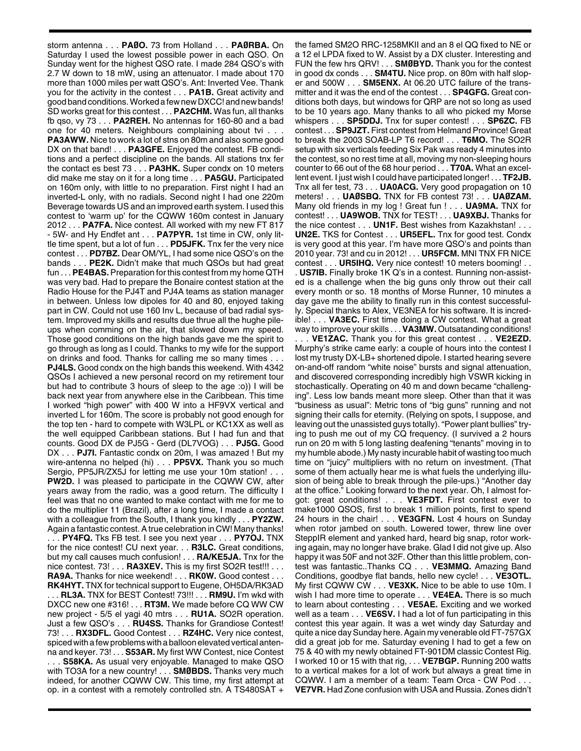storm antenna . . . **PAØO.** 73 from Holland . . . **PAØRBA.** On Saturday I used the lowest possible power in each QSO. On Sunday went for the highest QSO rate. I made 284 QSO's with 2.7 W down to 18 mW, using an attenuator. I made about 170 more than 1000 miles per watt QSO's. Ant: Inverted Vee. Thank you for the activity in the contest . . . **PA1B.** Great activity and good band conditions. Worked a few new DXCC! and new bands! SD works great for this contest . . . **PA2CHM.** Was fun, all thanks fb qso, vy 73 . . . **PA2REH.** No antennas for 160-80 and a bad one for 40 meters. Neighbours complaining about tvi . . . **PA3AWW.** Nice to work a lot of stns on 80m and also some good DX on that band! . . . **PA3GFE.** Enjoyed the contest. FB conditions and a perfect discipline on the bands. All stations tnx fer the contact es best 73 . . . **PA3HK.** Super condx on 10 meters did make me stay on it for a long time . . . **PA5GU.** Participated on 160m only, with little to no preparation. First night I had an inverted-L only, with no radials. Second night I had one 220m Beverage towards US and an improved earth system. I used this contest to 'warm up' for the CQWW 160m contest in January 2012 . . . **PA7FA.** Nice contest. All worked with my new FT 817 - 5W- and Hy Endfet ant . . . **PA7PYR.** 1st time in CW, only little time spent, but a lot of fun . . . **PD5JFK.** Tnx fer the very nice contest . . . **PD7BZ.** Dear OM/YL, I had some nice QSO's on the bands . . . **PE2K.** Didn't make that much QSOs but had great fun . . . **PE4BAS.** Preparation for this contest from my home QTH was very bad. Had to prepare the Bonaire contest station at the Radio House for the PJ4T and PJ4A teams as station manager in between. Unless low dipoles for 40 and 80, enjoyed taking part in CW. Could not use 160 Inv L, because of bad radial system. Improved my skills and results due thrue all the hughe pileups when comming on the air, that slowed down my speed. Those good conditions on the high bands gave me the spirit to go through as long as I could. Thanks to my wife for the support on drinks and food. Thanks for calling me so many times . . . **PJ4LS.** Good condx on the high bands this weekend. With 4342 QSOs I achieved a new personal record on my retirement tour but had to contribute 3 hours of sleep to the age :o)) I will be back next year from anywhere else in the Caribbean. This time I worked "high power" with 400 W into a HF9VX vertical and inverted L for 160m. The score is probably not good enough for the top ten - hard to compete with W3LPL or KC1XX as well as the well equipped Caribbean stations. But I had fun and that counts. Good DX de PJ5G - Gerd (DL7VOG) . . . **PJ5G.** Good DX . . . **PJ7I.** Fantastic condx on 20m, I was amazed ! But my wire-antenna no helped (hi) . . . **PP5VX.** Thank you so much Sergio, PP5JR/ZX5J for letting me use your 10m station! . . . **PW2D.** I was pleased to participate in the CQWW CW, after years away from the radio, was a good return. The difficulty I feel was that no one wanted to make contact with me for me to do the multiplier 11 (Brazil), after a long time, I made a contact with a colleague from the South, I thank you kindly . . . **PY2ZW.** Again a fantastic contest. A true celebration in CW! Many thanks! . . . **PY4FQ.** Tks FB test. I see you next year . . . **PY7OJ.** TNX for the nice contest! CU next year. . . **R3LC.** Great conditions, but my call causes much confusion! . . . **RA/KE5JA.** Tnx for the nice contest. 73! . . . **RA3XEV.** This is my first SO2R test!!! . . . **RA9A.** Thanks for nice weekend! . . . **RK0W.** Good contest . . . **RK4HYT.** TNX for technical support to Eugene, OH5DA/RK3AD . . . **RL3A.** TNX for BEST Contest! 73!!! . . . **RM9U.** I'm wkd with DXCC new one #316! . . . **RT3M.** We made before CQ WW CW new project - 5/5 el yagi 40 mtrs . . . **RU1A.** SO2R operation. Just a few QSO's . . . **RU4SS.** Thanks for Grandiose Contest! 73! . . . **RX3DFL.** Good Contest . . . **RZ4HC.** Very nice contest, spiced with a few problems with a balloon elevated vertical antenna and keyer. 73! . . . **S53AR.** My first WW Contest, nice Contest . . . **S58KA.** As usual very enjoyable. Managed to make QSO with TO3A for a new country! . . . **SMØBDS.** Thanks very much indeed, for another CQWW CW. This time, my first attempt at op. in a contest with a remotely controlled stn. A TS480SAT + the famed SM2O RRC-1258MKII and an 8 el QQ fixed to NE or a 12 el LPDA fixed to W. Assist by a DX cluster. Interesting and FUN the few hrs QRV! . . . **SMØBYD.** Thank you for the contest in good dx conds . . . **SM4TU.** Nice prop. on 80m with half sloper and 500W . . . **SM5ENX.** At 06.20 UTC failure of the transmitter and it was the end of the contest . . . **SP4GFG.** Great conditions both days, but windows for QRP are not so long as used to be 10 years ago. Many thanks to all who picked my Morse whispers . . . **SP5DDJ.** Tnx for super contest! . . . **SP6ZC.** FB contest . . . **SP9JZT.** First contest from Helmand Province! Great to break the 2003 SOAB-LP T6 record! . . . **T6MO.** The SO2R setup with six verticals feeding Six Pak was ready 4 minutes into the contest, so no rest time at all, moving my non-sleeping hours counter to 66 out of the 68 hour period . . . **T70A.** What an excellent event. I just wish I could have participated longer! . . . **TF2JB.** Tnx all fer test, 73 . . . **UA0ACG.** Very good propagation on 10 meters! . . . **UAØSBQ.** TNX for FB contest 73! . . . **UAØZAM.** Many old friends in my log ! Great fun ! . . . **UA9MA.** TNX for contest! . . . **UA9WOB.** TNX for TEST! . . . **UA9XBJ.** Thanks for the nice contest . . . **UN1F.** Best wishes from Kazakhstan! . . . **UN2E.** TKS for Contest . . . **UR5EFL.** Tnx for good test. Condx is very good at this year. I'm have more QSO's and points than 2010 year. 73! and cu in 2012! . . . **UR5FCM.** MNI TNX FR NICE contest . . . **UR5IHQ.** Very nice contest! 10 meters booming! . . . **US7IB.** Finally broke 1K Q's in a contest. Running non-assisted is a challenge when the big guns only throw out their call every month or so. 18 months of Morse Runner, 10 minutes a day gave me the ability to finally run in this contest successfully. Special thanks to Alex, VE3NEA for his software. It is incredible! . . . **VA3EC.** First time doing a CW contest. What a great way to improve your skills . . . **VA3MW.** Outsatanding conditions! . . . **VE1ZAC.** Thank you for this great contest . . . **VE2EZD.** Murphy's strike came early: a couple of hours into the contest I lost my trusty DX-LB+ shortened dipole. I started hearing severe on-and-off random "white noise" bursts and signal attenuation, and discovered corresponding incredibly high VSWR kicking in stochastically. Operating on 40 m and down became "challenging". Less low bands meant more sleep. Other than that it was "business as usual": Metric tons of "big guns" running and not signing their calls for eternity. (Relying on spots, I suppose, and leaving out the unassisted guys totally). "Power plant bullies" trying to push me out of my CQ frequency. (I survived a 2 hours run on 20 m with 5 long lasting deafening "tenants" moving in to my humble abode.) My nasty incurable habit of wasting too much time on "juicy" multipliers with no return on investment. (That some of them actually hear me is what fuels the underlying illusion of being able to break through the pile-ups.) "Another day at the office." Looking forward to the next year. Oh, I almost forgot: great conditions! . . . **VE3FDT.** First contest ever to make1000 QSOS, first to break 1 million points, first to spend 24 hours in the chair! . . . **VE3GFN.** Lost 4 hours on Sunday when rotor jambed on south. Lowered tower, threw line over SteppIR element and yanked hard, heard big snap, rotor working again, may no longer have brake. Glad I did not give up. Also happy it was 50F and not 32F. Other than this little problem, contest was fantastic..Thanks CQ . . . **VE3MMQ.** Amazing Band Conditions, goodbye flat bands, hello new cycle! . . . **VE3OTL.** My first CQWW CW . . . **VE3XK.** Nice to be able to use 10m. I wish I had more time to operate . . . **VE4EA.** There is so much to learn about contesting . . . **VE5AE.** Exciting and we worked well as a team . . . **VE6SV.** I had a lot of fun participating in this contest this year again. It was a wet windy day Saturday and quite a nice day Sunday here. Again my venerable old FT-757GX did a great job for me. Saturday evening I had to get a few on 75 & 40 with my newly obtained FT-901DM classic Contest Rig. I worked 10 or 15 with that rig, . . . **VE7BGP.** Running 200 watts to a vertical makes for a lot of work but always a great time in CQWW. I am a member of a team: Team Orca - CW Pod . . . **VE7VR.** Had Zone confusion with USA and Russia. Zones didn't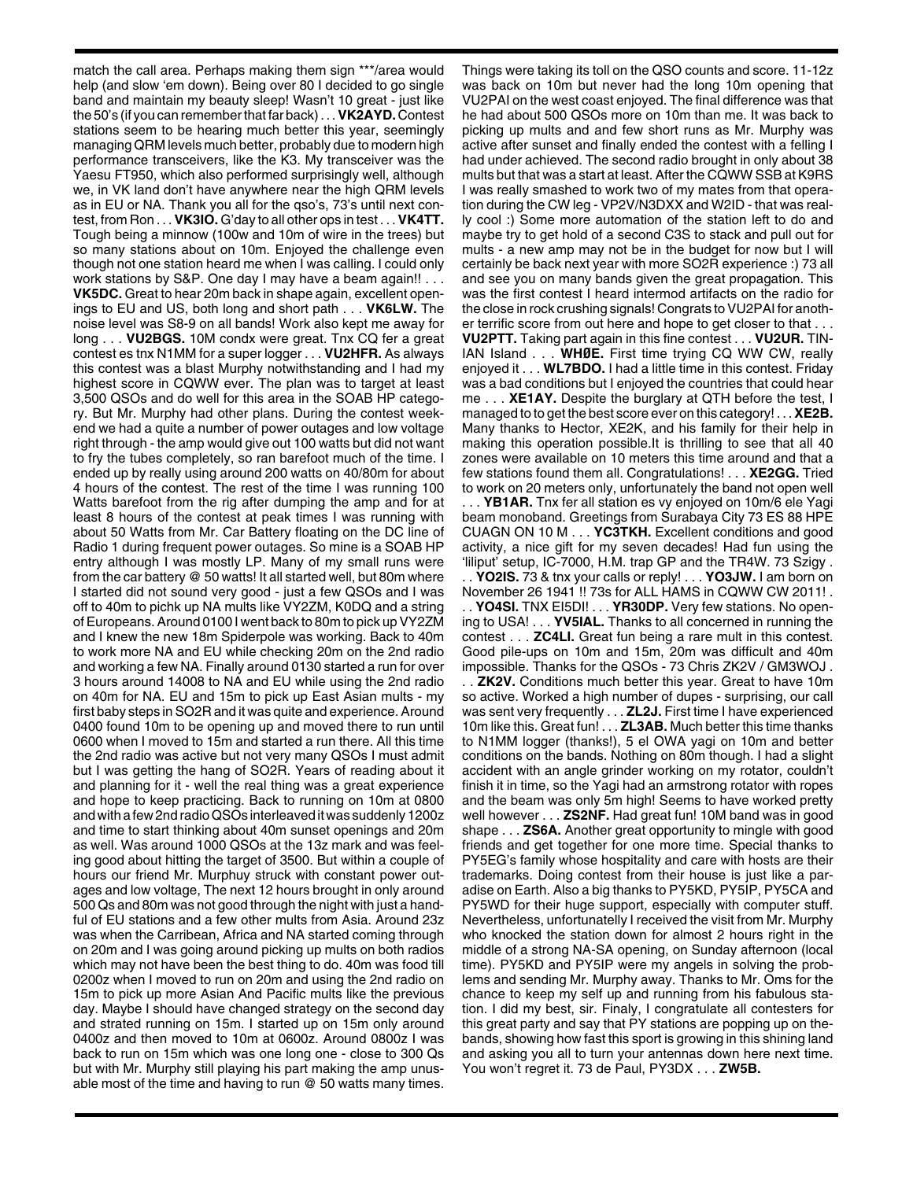match the call area. Perhaps making them sign ***/area would help (and slow 'em down). Being over 80 I decided to go single band and maintain my beauty sleep! Wasn't 10 great - just like the 50's (if you can remember that far back) . . . **VK2AYD.** Contest stations seem to be hearing much better this year, seemingly managing QRM levels much better, probably due to modern high performance transceivers, like the K3. My transceiver was the Yaesu FT950, which also performed surprisingly well, although we, in VK land don't have anywhere near the high QRM levels as in EU or NA. Thank you all for the qso's, 73's until next contest, from Ron . . . **VK3IO.** G'day to all other ops in test . . . **VK4TT.** Tough being a minnow (100w and 10m of wire in the trees) but so many stations about on 10m. Enjoyed the challenge even though not one station heard me when I was calling. I could only work stations by S&P. One day I may have a beam again!! . . . **VK5DC.** Great to hear 20m back in shape again, excellent openings to EU and US, both long and short path . . . **VK6LW.** The noise level was S8-9 on all bands! Work also kept me away for long . . . **VU2BGS.** 10M condx were great. Tnx CQ fer a great contest es tnx N1MM for a super logger . . . **VU2HFR.** As always this contest was a blast Murphy notwithstanding and I had my highest score in CQWW ever. The plan was to target at least 3,500 QSOs and do well for this area in the SOAB HP category. But Mr. Murphy had other plans. During the contest weekend we had a quite a number of power outages and low voltage right through - the amp would give out 100 watts but did not want to fry the tubes completely, so ran barefoot much of the time. I ended up by really using around 200 watts on 40/80m for about 4 hours of the contest. The rest of the time I was running 100 Watts barefoot from the rig after dumping the amp and for at least 8 hours of the contest at peak times I was running with about 50 Watts from Mr. Car Battery floating on the DC line of Radio 1 during frequent power outages. So mine is a SOAB HP entry although I was mostly LP. Many of my small runs were from the car battery @ 50 watts! It all started well, but 80m where I started did not sound very good - just a few QSOs and I was off to 40m to pichk up NA mults like VY2ZM, K0DQ and a string of Europeans. Around 0100 I went back to 80m to pick up VY2ZM and I knew the new 18m Spiderpole was working. Back to 40m to work more NA and EU while checking 20m on the 2nd radio and working a few NA. Finally around 0130 started a run for over 3 hours around 14008 to NA and EU while using the 2nd radio on 40m for NA. EU and 15m to pick up East Asian mults - my first baby steps in SO2R and it was quite and experience. Around 0400 found 10m to be opening up and moved there to run until 0600 when I moved to 15m and started a run there. All this time the 2nd radio was active but not very many QSOs I must admit but I was getting the hang of SO2R. Years of reading about it and planning for it - well the real thing was a great experience and hope to keep practicing. Back to running on 10m at 0800 and with a few 2nd radio QSOs interleaved it was suddenly 1200z and time to start thinking about 40m sunset openings and 20m as well. Was around 1000 QSOs at the 13z mark and was feeling good about hitting the target of 3500. But within a couple of hours our friend Mr. Murphuy struck with constant power outages and low voltage, The next 12 hours brought in only around 500 Qs and 80m was not good through the night with just a handful of EU stations and a few other mults from Asia. Around 23z was when the Carribean, Africa and NA started coming through on 20m and I was going around picking up mults on both radios which may not have been the best thing to do. 40m was food till 0200z when I moved to run on 20m and using the 2nd radio on 15m to pick up more Asian And Pacific mults like the previous day. Maybe I should have changed strategy on the second day and strated running on 15m. I started up on 15m only around 0400z and then moved to 10m at 0600z. Around 0800z I was back to run on 15m which was one long one - close to 300 Qs but with Mr. Murphy still playing his part making the amp unusable most of the time and having to run @ 50 watts many times. Things were taking its toll on the QSO counts and score. 11-12z was back on 10m but never had the long 10m opening that VU2PAI on the west coast enjoyed. The final difference was that he had about 500 QSOs more on 10m than me. It was back to picking up mults and and few short runs as Mr. Murphy was active after sunset and finally ended the contest with a felling I had under achieved. The second radio brought in only about 38 mults but that was a start at least. After the CQWW SSB at K9RS I was really smashed to work two of my mates from that operation during the CW leg - VP2V/N3DXX and W2ID - that was really cool :) Some more automation of the station left to do and maybe try to get hold of a second C3S to stack and pull out for mults - a new amp may not be in the budget for now but I will certainly be back next year with more SO2R experience :) 73 all and see you on many bands given the great propagation. This was the first contest I heard intermod artifacts on the radio for the close in rock crushing signals! Congrats to VU2PAI for another terrific score from out here and hope to get closer to that . . . **VU2PTT.** Taking part again in this fine contest . . . **VU2UR.** TINIAN Island . . . **WHØE.** First time trying CQ WW CW, really enjoyed it . . . **WL7BDO.** I had a little time in this contest. Friday was a bad conditions but I enjoyed the countries that could hear me . . . **XE1AY.** Despite the burglary at QTH before the test, I managed to to get the best score ever on this category! . . . **XE2B.** Many thanks to Hector, XE2K, and his family for their help in making this operation possible.It is thrilling to see that all 40 zones were available on 10 meters this time around and that a few stations found them all. Congratulations! . . . **XE2GG.** Tried to work on 20 meters only, unfortunately the band not open well . . . **YB1AR.** Tnx fer all station es vy enjoyed on 10m/6 ele Yagi beam monoband. Greetings from Surabaya City 73 ES 88 HPE CUAGN ON 10 M . . . **YC3TKH.** Excellent conditions and good activity, a nice gift for my seven decades! Had fun using the 'liliput' setup, IC-7000, H.M. trap GP and the TR4W. 73 Szigy . . . **YO2IS.** 73 & tnx your calls or reply! . . . **YO3JW.** I am born on November 26 1941 !! 73s for ALL HAMS in CQWW CW 2011! . . . **YO4SI.** TNX EI5DI! . . . **YR30DP.** Very few stations. No opening to USA! . . . **YV5IAL.** Thanks to all concerned in running the contest . . . **ZC4LI.** Great fun being a rare mult in this contest. Good pile-ups on 10m and 15m, 20m was difficult and 40m impossible. Thanks for the QSOs - 73 Chris ZK2V / GM3WOJ . . . **ZK2V.** Conditions much better this year. Great to have 10m so active. Worked a high number of dupes - surprising, our call was sent very frequently . . . **ZL2J.** First time I have experienced 10m like this. Great fun! . . . **ZL3AB.** Much better this time thanks to N1MM logger (thanks!), 5 el OWA yagi on 10m and better conditions on the bands. Nothing on 80m though. I had a slight accident with an angle grinder working on my rotator, couldn't finish it in time, so the Yagi had an armstrong rotator with ropes and the beam was only 5m high! Seems to have worked pretty well however . . . **ZS2NF.** Had great fun! 10M band was in good shape . . . **ZS6A.** Another great opportunity to mingle with good friends and get together for one more time. Special thanks to PY5EG's family whose hospitality and care with hosts are their trademarks. Doing contest from their house is just like a paradise on Earth. Also a big thanks to PY5KD, PY5IP, PY5CA and PY5WD for their huge support, especially with computer stuff. Nevertheless, unfortunatelly I received the visit from Mr. Murphy who knocked the station down for almost 2 hours right in the middle of a strong NA-SA opening, on Sunday afternoon (local time). PY5KD and PY5IP were my angels in solving the problems and sending Mr. Murphy away. Thanks to Mr. Oms for the chance to keep my self up and running from his fabulous station. I did my best, sir. Finaly, I congratulate all contesters for this great party and say that PY stations are popping up on thebands, showing how fast this sport is growing in this shining land and asking you all to turn your antennas down here next time. You won't regret it. 73 de Paul, PY3DX . . . **ZW5B.**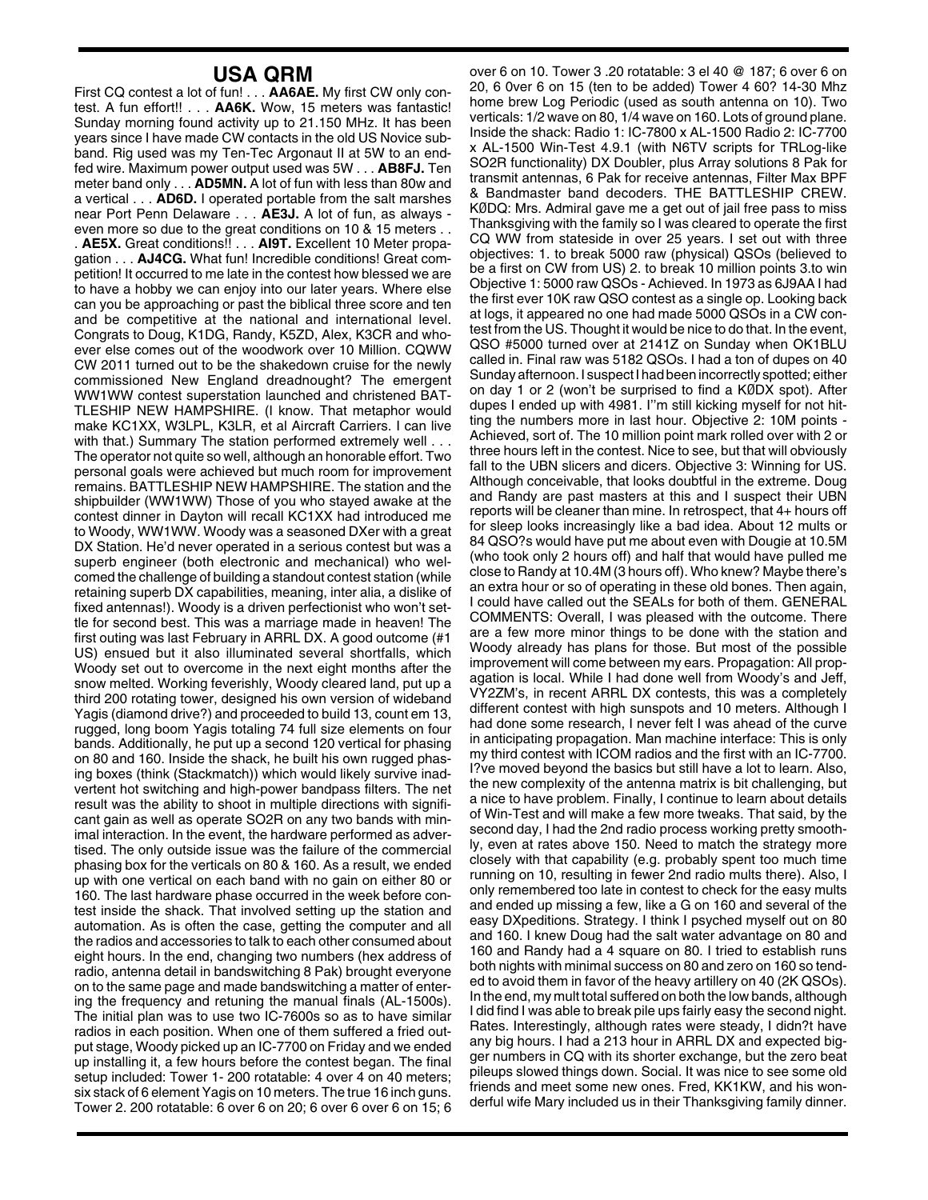## USA QRM

First CQ contest a lot of fun! . . . **AA6AE.** My first CW only contest. A fun effort!! . . . **AA6K.** Wow, 15 meters was fantastic! Sunday morning found activity up to 21.150 MHz. It has been years since I have made CW contacts in the old US Novice subband. Rig used was my Ten-Tec Argonaut II at 5W to an end-fed wire. Maximum power output used was 5W . . . **AB8FJ.** Ten meter band only . . . **AD5MN.** A lot of fun with less than 80w and a vertical . . . **AD6D.** I operated portable from the salt marshes near Port Penn Delaware . . . **AE3J.** A lot of fun, as always - even more so due to the great conditions on 10 & 15 meters . . . **AE5X.** Great conditions!! . . . **AI9T.** Excellent 10 Meter propagation . . . **AJ4CG.** What fun! Incredible conditions! Great competition! It occurred to me late in the contest how blessed we are to have a hobby we can enjoy into our later years. Where else can you be approaching or past the biblical three score and ten and be competitive at the national and international level. Congrats to Doug, K1DG, Randy, K5ZD, Alex, K3CR and whoever else comes out of the woodwork over 10 Million. CQWW CW 2011 turned out to be the shakedown cruise for the newly commissioned New England dreadnought? The emergent WW1WW contest superstation launched and christened BATTLESHIP NEW HAMPSHIRE. (I know. That metaphor would make KC1XX, W3LPL, K3LR, et al Aircraft Carriers. I can live with that.) Summary The station performed extremely well . . . The operator not quite so well, although an honorable effort. Two personal goals were achieved but much room for improvement remains. BATTLESHIP NEW HAMPSHIRE. The station and the shipbuilder (WW1WW) Those of you who stayed awake at the contest dinner in Dayton will recall KC1XX had introduced me to Woody, WW1WW. Woody was a seasoned DXer with a great DX Station. He'd never operated in a serious contest but was a superb engineer (both electronic and mechanical) who welcomed the challenge of building a standout contest station (while retaining superb DX capabilities, meaning, inter alia, a dislike of fixed antennas!). Woody is a driven perfectionist who won't settle for second best. This was a marriage made in heaven! The first outing was last February in ARRL DX. A good outcome (#1 US) ensued but it also illuminated several shortfalls, which Woody set out to overcome in the next eight months after the snow melted. Working feverishly, Woody cleared land, put up a third 200 rotating tower, designed his own version of wideband Yagis (diamond drive?) and proceeded to build 13, count em 13, rugged, long boom Yagis totaling 74 full size elements on four bands. Additionally, he put up a second 120 vertical for phasing on 80 and 160. Inside the shack, he built his own rugged phasing boxes (think (Stackmatch)) which would likely survive inadvertent hot switching and high-power bandpass filters. The net result was the ability to shoot in multiple directions with significant gain as well as operate SO2R on any two bands with minimal interaction. In the event, the hardware performed as advertised. The only outside issue was the failure of the commercial phasing box for the verticals on 80 & 160. As a result, we ended up with one vertical on each band with no gain on either 80 or 160. The last hardware phase occurred in the week before contest inside the shack. That involved setting up the station and automation. As is often the case, getting the computer and all the radios and accessories to talk to each other consumed about eight hours. In the end, changing two numbers (hex address of radio, antenna detail in bandswitching 8 Pak) brought everyone on to the same page and made bandswitching a matter of entering the frequency and retuning the manual finals (AL-1500s). The initial plan was to use two IC-7600s so as to have similar radios in each position. When one of them suffered a fried output stage, Woody picked up an IC-7700 on Friday and we ended up installing it, a few hours before the contest began. The final setup included: Tower 1- 200 rotatable: 4 over 4 on 40 meters; six stack of 6 element Yagis on 10 meters. The true 16 inch guns. Tower 2. 200 rotatable: 6 over 6 on 20; 6 over 6 over 6 on 15; 6 over 6 on 10. Tower 3 .20 rotatable: 3 el 40 @ 187; 6 over 6 on 20, 6 0ver 6 on 15 (ten to be added) Tower 4 60? 14-30 Mhz home brew Log Periodic (used as south antenna on 10). Two verticals: 1/2 wave on 80, 1/4 wave on 160. Lots of ground plane. Inside the shack: Radio 1: IC-7800 x AL-1500 Radio 2: IC-7700 x AL-1500 Win-Test 4.9.1 (with N6TV scripts for TRLog-like SO2R functionality) DX Doubler, plus Array solutions 8 Pak for transmit antennas, 6 Pak for receive antennas, Filter Max BPF & Bandmaster band decoders. THE BATTLESHIP CREW. KØDQ: Mrs. Admiral gave me a get out of jail free pass to miss Thanksgiving with the family so I was cleared to operate the first CQ WW from stateside in over 25 years. I set out with three objectives: 1. to break 5000 raw (physical) QSOs (believed to be a first on CW from US) 2. to break 10 million points 3.to win Objective 1: 5000 raw QSOs - Achieved. In 1973 as 6J9AA I had the first ever 10K raw QSO contest as a single op. Looking back at logs, it appeared no one had made 5000 QSOs in a CW contest from the US. Thought it would be nice to do that. In the event, QSO #5000 turned over at 2141Z on Sunday when OK1BLU called in. Final raw was 5182 QSOs. I had a ton of dupes on 40 Sunday afternoon. I suspect I had been incorrectly spotted; either on day 1 or 2 (won't be surprised to find a KØDX spot). After dupes I ended up with 4981. I''m still kicking myself for not hitting the numbers more in last hour. Objective 2: 10M points - Achieved, sort of. The 10 million point mark rolled over with 2 or three hours left in the contest. Nice to see, but that will obviously fall to the UBN slicers and dicers. Objective 3: Winning for US. Although conceivable, that looks doubtful in the extreme. Doug and Randy are past masters at this and I suspect their UBN reports will be cleaner than mine. In retrospect, that 4+ hours off for sleep looks increasingly like a bad idea. About 12 mults or 84 QSO?s would have put me about even with Dougie at 10.5M (who took only 2 hours off) and half that would have pulled me close to Randy at 10.4M (3 hours off). Who knew? Maybe there's an extra hour or so of operating in these old bones. Then again, I could have called out the SEALs for both of them. GENERAL COMMENTS: Overall, I was pleased with the outcome. There are a few more minor things to be done with the station and Woody already has plans for those. But most of the possible improvement will come between my ears. Propagation: All propagation is local. While I had done well from Woody's and Jeff, VY2ZM's, in recent ARRL DX contests, this was a completely different contest with high sunspots and 10 meters. Although I had done some research, I never felt I was ahead of the curve in anticipating propagation. Man machine interface: This is only my third contest with ICOM radios and the first with an IC-7700. I?ve moved beyond the basics but still have a lot to learn. Also, the new complexity of the antenna matrix is bit challenging, but a nice to have problem. Finally, I continue to learn about details of Win-Test and will make a few more tweaks. That said, by the second day, I had the 2nd radio process working pretty smoothly, even at rates above 150. Need to match the strategy more closely with that capability (e.g. probably spent too much time running on 10, resulting in fewer 2nd radio mults there). Also, I only remembered too late in contest to check for the easy mults and ended up missing a few, like a G on 160 and several of the easy DXpeditions. Strategy. I think I psyched myself out on 80 and 160. I knew Doug had the salt water advantage on 80 and 160 and Randy had a 4 square on 80. I tried to establish runs both nights with minimal success on 80 and zero on 160 so tended to avoid them in favor of the heavy artillery on 40 (2K QSOs). In the end, my mult total suffered on both the low bands, although I did find I was able to break pile ups fairly easy the second night. Rates. Interestingly, although rates were steady, I didn?t have any big hours. I had a 213 hour in ARRL DX and expected bigger numbers in CQ with its shorter exchange, but the zero beat pileups slowed things down. Social. It was nice to see some old friends and meet some new ones. Fred, KK1KW, and his wonderful wife Mary included us in their Thanksgiving family dinner.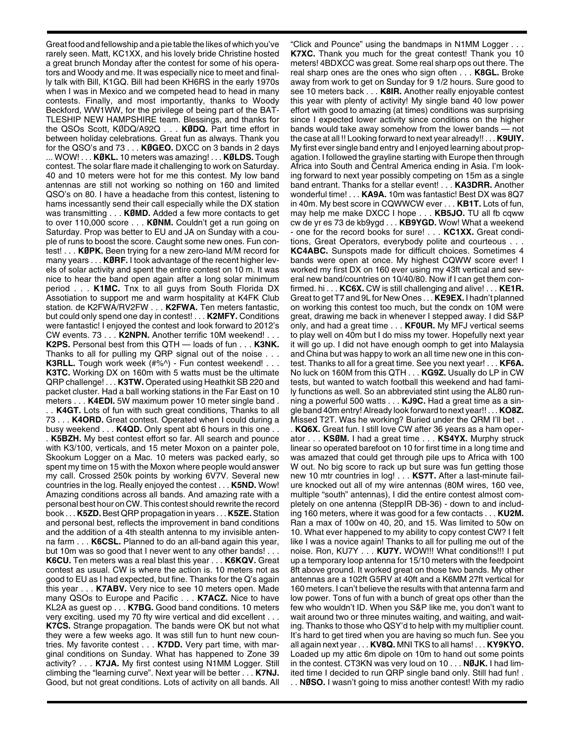Great food and fellowship and a pie table the likes of which you've rarely seen. Matt, KC1XX, and his lovely bride Christine hosted a great brunch Monday after the contest for some of his operators and Woody and me. It was especially nice to meet and finally talk with Bill, K1GQ. Bill had been KH6RS in the early 1970s when I was in Mexico and we competed head to head in many contests. Finally, and most importantly, thanks to Woody Beckford, WW1WW, for the privilege of being part of the BATTLESHIP NEW HAMPSHIRE team. Blessings, and thanks for the QSOs Scott, KØDQ/A92Q . . . **KØDQ.** Part time effort in between holiday celebrations. Great fun as always. Thank you for the QSO's and 73 . . . **KØGEO.** DXCC on 3 bands in 2 days ... WOW! . . . **KØKL.** 10 meters was amazing! . . . **KØLDS.** Tough contest. The solar flare made it challenging to work on Saturday. 40 and 10 meters were hot for me this contest. My low band antennas are still not working so nothing on 160 and limited QSO's on 80. I have a headache from this contest, listening to hams incessantly send their call especially while the DX station was transmitting . . . **KØMD.** Added a few more contacts to get to over 110,000 score . . . **KØNM.** Couldn't get a run going on Saturday. Prop was better to EU and JA on Sunday with a couple of runs to boost the score. Caught some new ones. Fun contest! . . . **KØPK.** Been trying for a new zero-land M/M record for many years . . . **KØRF.** I took advantage of the recent higher levels of solar activity and spent the entire contest on 10 m. It was nice to hear the band open again after a long solar minimum period . . . **K1MC.** Tnx to all guys from South Florida DX Assotiation to support me and warm hospitality at K4FK Club station. de K2FWA/RV2FW . . . **K2FWA.** Ten meters fantastic, but could only spend one day in contest! . . . **K2MFY.** Conditions were fantastic! I enjoyed the contest and look forward to 2012's CW events. 73 . . . **K2NPN.** Another terrific 10M weekend! . . . **K2PS.** Personal best from this QTH — loads of fun . . . **K3NK.** Thanks to all for pulling my QRP signal out of the noise . . . **K3RLL.** Tough work week (#%^) - Fun contest weekend! . . . **K3TC.** Working DX on 160m with 5 watts must be the ultimate QRP challenge! . . . **K3TW.** Operated using Heathkit SB 220 and packet cluster. Had a ball working stations in the Far East on 10 meters . . . **K4EDI.** 5W maximum power 10 meter single band . . . **K4GT.** Lots of fun with such great conditions, Thanks to all 73 . . . **K4ORD.** Great contest. Operated when I could during a busy weekend . . . **K4QD.** Only spent abt 6 hours in this one . . . **K5BZH.** My best contest effort so far. All search and pounce with K3/100, verticals, and 15 meter Moxon on a painter pole, Skookum Logger on a Mac. 10 meters was packed early, so spent my time on 15 with the Moxon where people would answer my call. Crossed 250k points by working 6V7V. Several new countries in the log. Really enjoyed the contest . . . **K5ND.** Wow! Amazing conditions across all bands. And amazing rate with a personal best hour on CW. This contest should rewrite the record book . . . **K5ZD.** Best QRP propagation in years . . . **K5ZE.** Station and personal best, reflects the improvement in band conditions and the addition of a 4th stealth antenna to my invisible antenna farm . . . **K6CSL.** Planned to do an all-band again this year, but 10m was so good that I never went to any other bands! . . . **K6CU.** Ten meters was a real blast this year . . . **K6KQV.** Great contest as usual. CW is where the action is. 10 meters not as good to EU as I had expected, but fine. Thanks for the Q's again this year . . . **K7ABV.** Very nice to see 10 meters open. Made many QSOs to Europe and Pacific . . . **K7ACZ.** Nice to have KL2A as guest op . . . **K7BG.** Good band conditions. 10 meters very exciting. used my 70 fty wire vertical and did excellent . . . **K7CS.** Strange propagation. The bands were OK but not what they were a few weeks ago. It was still fun to hunt new countries. My favorite contest . . . **K7DD.** Very part time, with marginal conditions on Sunday. What has happened to Zone 39 activity? . . . **K7JA.** My first contest using N1MM Logger. Still climbing the "learning curve". Next year will be better . . . **K7NJ.** Good, but not great conditions. Lots of activity on all bands. All "Click and Pounce" using the bandmaps in N1MM Logger . . . **K7XC.** Thank you much for the great contest! Thank you 10 meters! 4BDXCC was great. Some real sharp ops out there. The real sharp ones are the ones who sign often . . . **K8GL.** Broke away from work to get on Sunday for 9 1/2 hours. Sure good to see 10 meters back . . . **K8IR.** Another really enjoyable contest this year with plenty of activity! My single band 40 low power effort with good to amazing (at times) conditions was surprising since I expected lower activity since conditions on the higher bands would take away somehow from the lower bands — not the case at all !! Looking forward to next year already!! . . . **K9UIY.** My first ever single band entry and I enjoyed learning about propagation. I followed the grayline starting with Europe then through Africa into South and Central America ending in Asia. I'm looking forward to next year possibly competing on 15m as a single band entrant. Thanks for a stellar event! . . . **KA3DRR.** Another wonderful time! . . . **KA9A.** 10m was fantastic! Best DX was 8Q7 in 40m. My best score in CQWWCW ever . . . **KB1T.** Lots of fun, may help me make DXCC I hope . . . **KB5JO.** TU all fb cqww cw de yr ers 73 de kb9ygd . . . **KB9YGD.** Wow! What a weekend - one for the record books for sure! . . . **KC1XX.** Great conditions, Great Operators, everybody polite and courteous . . . **KC4ABC.** Sunspots made for difficult choices. Sometimes 4 bands were open at once. My highest CQWW score ever! I worked my first DX on 160 ever using my 43ft vertical and several new band/countries on 10/40/80. Now if I can get them confirmed. hi . . . **KC6X.** CW is still challenging and alive! . . . **KE1R.** Great to get T7 and 9L for New Ones . . . **KE9EX.** I hadn't planned on working this contest too much, but the condx on 10M were great, drawing me back in whenever I stepped away. I did S&P only, and had a great time . . . **KF0UR.** My MFJ vertical seems to play well on 40m but I do miss my tower. Hopefully next year it will go up. I did not have enough oomph to get into Malaysia and China but was happy to work an all time new one in this contest. Thanks to all for a great time. See you next year! . . . **KF6A.** No luck on 160M from this QTH . . . **KG9Z.** Usually do LP in CW tests, but wanted to watch football this weekend and had family functions as well. So an abbreviated stint using the AL80 running a powerful 500 watts . . . **KJ9C.** Had a great time as a single band 40m entry! Already look forward to next year!! . . . **KO8Z.** Missed T2T. Was he working? Buried under the QRM I'll bet . . . **KQ6X.** Great fun. I still love CW after 36 years as a ham operator . . . **KSØM.** I had a great time . . . **KS4YX.** Murphy struck linear so operated barefoot on 10 for first time in a long time and was amazed that could get through pile ups to Africa with 100 W out. No big score to rack up but sure was fun getting those new 10 mtr countries in log! . . . **KS7T.** After a last-minute failure knocked out all of my wire antennas (80M wires, 160 vee, multiple "south" antennas), I did the entire contest almost completely on one antenna (SteppIR DB-36) - down to and including 160 meters, where it was good for a few contacts . . . **KU2M.** Ran a max of 100w on 40, 20, and 15. Was limited to 50w on 10. What ever happened to my ability to copy contest CW? I felt like I was a novice again! Thanks to all for pulling me out of the noise. Ron, KU7Y . . . **KU7Y.** WOW!!! What conditions!!! I put up a temporary loop antenna for 15/10 meters with the feedpoint 8ft above ground. It worked great on those two bands. My other antennas are a 102ft G5RV at 40ft and a K6MM 27ft vertical for 160 meters. I can't believe the results with that antenna farm and low power. Tons of fun with a bunch of great ops other than the few who wouldn't ID. When you S&P like me, you don't want to wait around two or three minutes waiting, and waiting, and waiting. Thanks to those who QSY'd to help with my multiplier count. It's hard to get tired when you are having so much fun. See you all again next year . . . **KV8Q.** MNI TKS to all hams! . . . **KY9KYO.** Loaded up my attic 6m dipole on 10m to hand out some points in the contest. CT3KN was very loud on 10 . . . **NØJK.** I had limited time I decided to run QRP single band only. Still had fun! . . . **NØSO.** I wasn't going to miss another contest! With my radio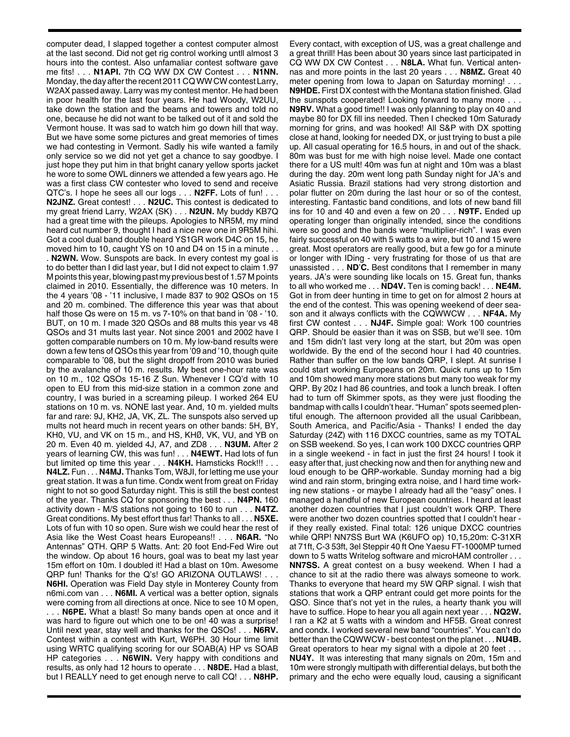computer dead, I slapped together a contest computer almost at the last second. Did not get rig control working until almost 3 hours into the contest. Also unfamaliar contest software gave me fits! . . . **N1API.** 7th CQ WW DX CW Contest . . . **N1NN.** Monday, the day after the recent 2011 CQ WW CW contest Larry, W2AX passed away. Larry was my contest mentor. He had been in poor health for the last four years. He had Woody, W2UU, take down the station and the beams and towers and told no one, because he did not want to be talked out of it and sold the Vermont house. It was sad to watch him go down hill that way. But we have some some pictures and great memories of times we had contesting in Vermont. Sadly his wife wanted a family only service so we did not yet get a chance to say goodbye. I just hope they put him in that bright canary yellow sports jacket he wore to some OWL dinners we attended a few years ago. He was a first class CW contester who loved to send and receive QTC's. I hope he sees all our logs . . . **N2FF.** Lots of fun! . . . **N2JNZ.** Great contest! . . . **N2UC.** This contest is dedicated to my great friend Larry, W2AX (SK) . . . **N2UN.** My buddy KB7Q had a great time with the pileups. Apologies to NR5M, my mind heard cut number 9, thought I had a nice new one in 9R5M hihi. Got a cool dual band double heard YS1GR work D4C on 15, he moved him to 10, caught YS on 10 and D4 on 15 in a minute . . . **N2WN.** Wow. Sunspots are back. In every contest my goal is to do better than I did last year, but I did not expect to claim 1.97 M points this year, blowing past my previous best of 1.57 M points claimed in 2010. Essentially, the difference was 10 meters. In the 4 years '08 - '11 inclusive, I made 837 to 902 QSOs on 15 and 20 m. combined. The difference this year was that about half those Qs were on 15 m. vs 7-10% on that band in '08 - '10. BUT, on 10 m. I made 320 QSOs and 88 mults this year vs 48 QSOs and 31 mults last year. Not since 2001 and 2002 have I gotten comparable numbers on 10 m. My low-band results were down a few tens of QSOs this year from '09 and '10, though quite comparable to '08, but the slight dropoff from 2010 was buried by the avalanche of 10 m. results. My best one-hour rate was on 10 m., 102 QSOs 15-16 Z Sun. Whenever I CQ'd with 10 open to EU from this mid-size station in a common zone and country, I was buried in a screaming pileup. I worked 264 EU stations on 10 m. vs. NONE last year. And, 10 m. yielded mults far and rare: 9J, KH2, JA, VK, ZL. The sunspots also served up mults not heard much in recent years on other bands: 5H, BY, KH0, VU, and VK on 15 m., and HS, KHØ, VK, VU, and YB on 20 m. Even 40 m. yielded 4J, A7, and ZD8 . . . **N3UM.** After 2 years of learning CW, this was fun! . . . **N4EWT.** Had lots of fun but limited op time this year . . . **N4KH.** Hamsticks Rock!!! . . . **N4LZ.** Fun . . . **N4MJ.** Thanks Tom, W8JI, for letting me use your great station. It was a fun time. Condx went from great on Friday night to not so good Saturday night. This is still the best contest of the year. Thanks CQ for sponsoring the best . . . **N4PN.** 160 activity down - M/S stations not going to 160 to run . . . **N4TZ.** Great conditions. My best effort thus far! Thanks to all . . . **N5XE.** Lots of fun with 10 so open. Sure wish we could hear the rest of Asia like the West Coast hears Europeans!! . . . **N6AR.** "No Antennas" QTH. QRP 5 Watts. Ant: 20 foot End-Fed Wire out the window. Op about 16 hours, goal was to beat my last year 15m effort on 10m. I doubled it! Had a blast on 10m. Awesome QRP fun! Thanks for the Q's! GO ARIZONA OUTLAWS! . . . **N6HI.** Operation was Field Day style in Monterey County from n6mi.com van . . . **N6MI.** A vertical was a better option, signals were coming from all directions at once. Nice to see 10 M open, . . . **N6PE.** What a blast! So many bands open at once and it was hard to figure out which one to be on! 40 was a surprise! Until next year, stay well and thanks for the QSOs! . . . **N6RV.** Contest within a contest with Kurt, W6PH. 30 Hour time limit using WRTC qualifying scoring for our SOAB(A) HP vs SOAB HP categories . . . **N6WIN.** Very happy with conditions and results, as only had 12 hours to operate . . . **N8DE.** Had a blast, but I REALLY need to get enough nerve to call CQ! . . . **N8HP.** Every contact, with exception of US, was a great challenge and a great thrill! Has been about 30 years since last participated in CQ WW DX CW Contest . . . **N8LA.** What fun. Vertical antennas and more points in the last 20 years . . . **N8MZ.** Great 40 meter opening from Iowa to Japan on Saturday morning! . . . **N9HDE.** First DX contest with the Montana station finished. Glad the sunspots cooperated! Looking forward to many more . . . **N9RV.** What a good time!! I was only planning to play on 40 and maybe 80 for DX fill ins needed. Then I checked 10m Saturady morning for grins, and was hooked! All S&P with DX spotting close at hand, looking for needed DX, or just trying to bust a pile up. All casual operating for 16.5 hours, in and out of the shack. 80m was bust for me with high noise level. Made one contact there for a US mult! 40m was fun at night and 10m was a blast during the day. 20m went long path Sunday night for JA's and Asiatic Russia. Brazil stations had very strong distortion and polar flutter on 20m during the last hour or so of the contest, interesting. Fantastic band conditions, and lots of new band fill ins for 10 and 40 and even a few on 20 . . . **N9TF.** Ended up operating longer than originally intended, since the conditions were so good and the bands were "multiplier-rich". I was even fairly successful on 40 with 5 watts to a wire, but 10 and 15 were great. Most operators are really good, but a few go for a minute or longer with IDing - very frustrating for those of us that are unassisted . . . **ND'C.** Best conditons that I remember in many years. JA's were sounding like locals on 15. Great fun, thanks to all who worked me . . . **ND4V.** Ten is coming back! . . . **NE4M.** Got in from deer hunting in time to get on for almost 2 hours at the end of the contest. This was opening weekend of deer season and it always conflicts with the CQWWCW . . . **NF4A.** My first CW contest . . . **NJ4F.** Simple goal: Work 100 countries QRP. Should be easier than it was on SSB, but we'll see. 10m and 15m didn't last very long at the start, but 20m was open worldwide. By the end of the second hour I had 40 countries. Rather than suffer on the low bands QRP, I slept. At sunrise I could start working Europeans on 20m. Quick runs up to 15m and 10m showed many more stations but many too weak for my QRP. By 20z I had 86 countries, and took a lunch break. I often had to turn off Skimmer spots, as they were just flooding the bandmap with calls I couldn't hear. "Human" spots seemed plentiful enough. The afternoon provided all the usual Caribbean, South America, and Pacific/Asia - Thanks! I ended the day Saturday (24Z) with 116 DXCC countries, same as my TOTAL on SSB weekend. So yes, I can work 100 DXCC countries QRP in a single weekend - in fact in just the first 24 hours! I took it easy after that, just checking now and then for anything new and loud enough to be QRP-workable. Sunday morning had a big wind and rain storm, bringing extra noise, and I hard time working new stations - or maybe I already had all the "easy" ones. I managed a handful of new European countries. I heard at least another dozen countries that I just couldn't work QRP. There were another two dozen countries spotted that I couldn't hear - if they really existed. Final total: 126 unique DXCC countries while QRP! NN7SS Burt WA (K6UFO op) 10,15,20m: C-31XR at 71ft, C-3 53ft, 3el Steppir 40 ft One Yaesu FT-1000MP turned down to 5 watts Writelog software and microHAM controller . . . **NN7SS.** A great contest on a busy weekend. When I had a chance to sit at the radio there was always someone to work. Thanks to everyone that heard my 5W QRP signal. I wish that stations that work a QRP entrant could get more points for the QSO. Since that's not yet in the rules, a hearty thank you will have to suffice. Hope to hear you all again next year . . . **NQ2W.** I ran a K2 at 5 watts with a windom and HF5B. Great conrest and condx. I worked several new band "countries". You can't do better than the CQWWCW - best contest on the planet . . . **NU4B.** Great operators to hear my signal with a dipole at 20 feet . . . **NU4Y.** It was interesting that many signals on 20m, 15m and 10m were strongly multipath with differential delays, but both the primary and the echo were equally loud, causing a significant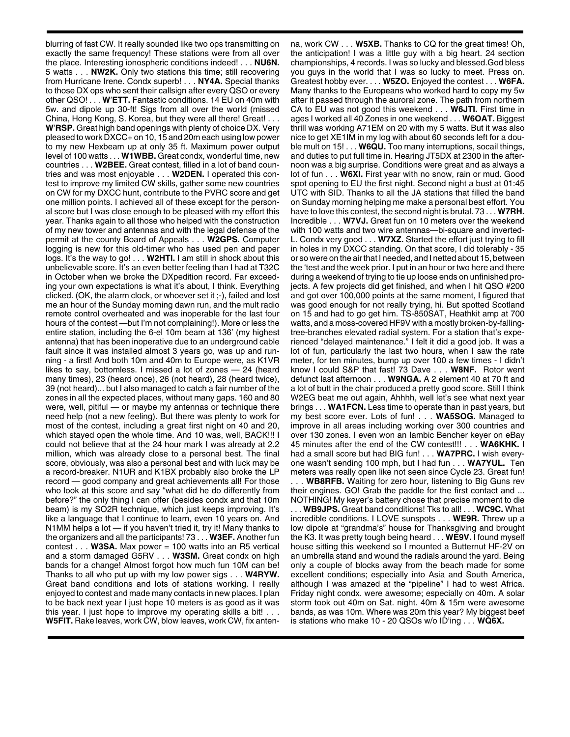blurring of fast CW. It really sounded like two ops transmitting on exactly the same frequency! These stations were from all over the place. Interesting ionospheric conditions indeed! . . . **NU6N.** 5 watts . . . **NW2K.** Only two stations this time; still recovering from Hurricane Irene. Condx superb! . . . **NY4A.** Special thanks to those DX ops who sent their callsign after every QSO or every other QSO! . . . **W'ETT.** Fantastic conditions. 14 EU on 40m with 5w. and dipole up 30-ft! Sigs from all over the world (missed China, Hong Kong, S. Korea, but they were all there! Great! . . . **W'RSP.** Great high band openings with plenty of choice DX. Very pleased to work DXCC+ on 10, 15 and 20m each using low power to my new Hexbeam up at only 35 ft. Maximum power output level of 100 watts . . . **W1WBB.** Great condx, wonderful time, new countries . . . **W2BEE.** Great contest, filled in a lot of band countries and was most enjoyable . . . **W2DEN.** I operated this contest to improve my limited CW skills, gather some new countries on CW for my DXCC hunt, contribute to the PVRC score and get one million points. I achieved all of these except for the personal score but I was close enough to be pleased with my effort this year. Thanks again to all those who helped with the construction of my new tower and antennas and with the legal defense of the permit at the county Board of Appeals . . . **W2GPS.** Computer logging is new for this old-timer who has used pen and paper logs. It's the way to go! . . . **W2HTI.** I am still in shock about this unbelievable score. It's an even better feeling than I had at T32C in October when we broke the DXpedition record. Far exceeding your own expectations is what it's about, I think. Everything clicked. (OK, the alarm clock, or whoever set it ;-), failed and lost me an hour of the Sunday morning dawn run, and the mult radio remote control overheated and was inoperable for the last four hours of the contest —but I'm not complaining!). More or less the entire station, including the 6-el 10m beam at 136' (my highest antenna) that has been inoperative due to an underground cable fault since it was installed almost 3 years go, was up and running - a first! And both 10m and 40m to Europe were, as K1VR likes to say, bottomless. I missed a lot of zones — 24 (heard many times), 23 (heard once), 26 (not heard), 28 (heard twice), 39 (not heard)... but I also managed to catch a fair number of the zones in all the expected places, without many gaps. 160 and 80 were, well, pitiful — or maybe my antennas or technique there need help (not a new feeling). But there was plenty to work for most of the contest, including a great first night on 40 and 20, which stayed open the whole time. And 10 was, well, BACK!!! I could not believe that at the 24 hour mark I was already at 2.2 million, which was already close to a personal best. The final score, obviously, was also a personal best and with luck may be a record-breaker. N1UR and K1BX probably also broke the LP record — good company and great achievements all! For those who look at this score and say "what did he do differently from before?" the only thing I can offer (besides condx and that 10m beam) is my SO2R technique, which just keeps improving. It's like a language that I continue to learn, even 10 years on. And N1MM helps a lot — if you haven't tried it, try it! Many thanks to the organizers and all the participants! 73 . . . **W3EF.** Another fun contest . . . **W3SA.** Max power = 100 watts into an R5 vertical and a storm damaged G5RV . . . **W3SM.** Great condx on high bands for a change! Almost forgot how much fun 10M can be! Thanks to all who put up with my low power sigs . . . **W4RYW.** Great band conditions and lots of stations working. I really enjoyed to contest and made many contacts in new places. I plan to be back next year I just hope 10 meters is as good as it was this year. I just hope to improve my operating skills a bit! . . . **W5FIT.** Rake leaves, work CW, blow leaves, work CW, fix antenna, work CW . . . **W5XB.** Thanks to CQ for the great times! Oh, the anticipation! I was a little guy with a big heart. 24 section championships, 4 records. I was so lucky and blessed.God bless you guys in the world that I was so lucky to meet. Press on. Greatest hobby ever. . . . **W5ZO.** Enjoyed the contest . . . **W6FA.** Many thanks to the Europeans who worked hard to copy my 5w after it passed through the auroral zone. The path from northern CA to EU was not good this weekend . . . **W6JTI.** First time in ages I worked all 40 Zones in one weekend . . . **W6OAT.** Biggest thrill was working A71EM on 20 with my 5 watts. But it was also nice to get XE1IM in my log with about 60 seconds left for a double mult on 15! . . . **W6QU.** Too many interruptions, socail things, and duties to put full time in. Hearing JT5DX at 2300 in the afternoon was a big surprise. Conditions were great and as always a lot of fun . . . **W6XI.** First year with no snow, rain or mud. Good spot opening to EU the first night. Second night a bust at 01:45 UTC with SID. Thanks to all the JA stations that filled the band on Sunday morning helping me make a personal best effort. You have to love this contest, the second night is brutal. 73 . . . **W7RH.** Incredible . . . **W7VJ.** Great fun on 10 meters over the weekend with 100 watts and two wire antennas—bi-square and inverted-L. Condx very good . . . **W7XZ.** Started the effort just trying to fill in holes in my DXCC standing. On that score, I did tolerably - 35 or so were on the air that I needed, and I netted about 15, between the 'test and the week prior. I put in an hour or two here and there during a weekend of trying to tie up loose ends on unfinished projects. A few projects did get finished, and when I hit QSO #200 and got over 100,000 points at the same moment, I figured that was good enough for not really trying, hi. But spotted Scotland on 15 and had to go get him. TS-850SAT, Heathkit amp at 700 watts, and a moss-covered HF9V with a mostly broken-by-falling-tree-branches elevated radial system. For a station that's experienced "delayed maintenance." I felt it did a good job. It was a lot of fun, particularly the last two hours, when I saw the rate meter, for ten minutes, bump up over 100 a few times - I didn't know I could S&P that fast! 73 Dave . . . **W8NF.** Rotor went defunct last afternoon . . . **W9NGA.** A 2 element 40 at 70 ft and a lot of butt in the chair produced a pretty good score. Still I think W2EG beat me out again, Ahhhh, well let's see what next year brings . . . **WA1FCN.** Less time to operate than in past years, but my best score ever. Lots of fun! . . . **WA5SOG.** Managed to improve in all areas including working over 300 countries and over 130 zones. I even won an Iambic Bencher keyer on eBay 45 minutes after the end of the CW contest!!! . . . **WA6KHK.** I had a small score but had BIG fun! . . . **WA7PRC.** I wish everyone wasn't sending 100 mph, but I had fun . . . **WA7YUL.** Ten meters was really open like not seen since Cycle 23. Great fun! . . . **WB8RFB.** Waiting for zero hour, listening to Big Guns rev their engines. GO! Grab the paddle for the first contact and ... NOTHING! My keyer's battery chose that precise moment to die . . . **WB9JPS.** Great band conditions! Tks to all! . . . **WC9C.** What incredible conditions. I LOVE sunspots . . . **WE9R.** Threw up a low dipole at "grandma's" house for Thanksgiving and brought the K3. It was pretty tough being heard . . . **WE9V.** I found myself house sitting this weekend so I mounted a Butternut HF-2V on an umbrella stand and wound the radials around the yard. Being only a couple of blocks away from the beach made for some excellent conditions; especially into Asia and South America, although I was amazed at the "pipeline" I had to west Africa. Friday night condx. were awesome; especially on 40m. A solar storm took out 40m on Sat. night. 40m & 15m were awesome bands, as was 10m. Where was 20m this year? My biggest beef is stations who make 10 - 20 QSOs w/o ID'ing . . . **WQ6X.**